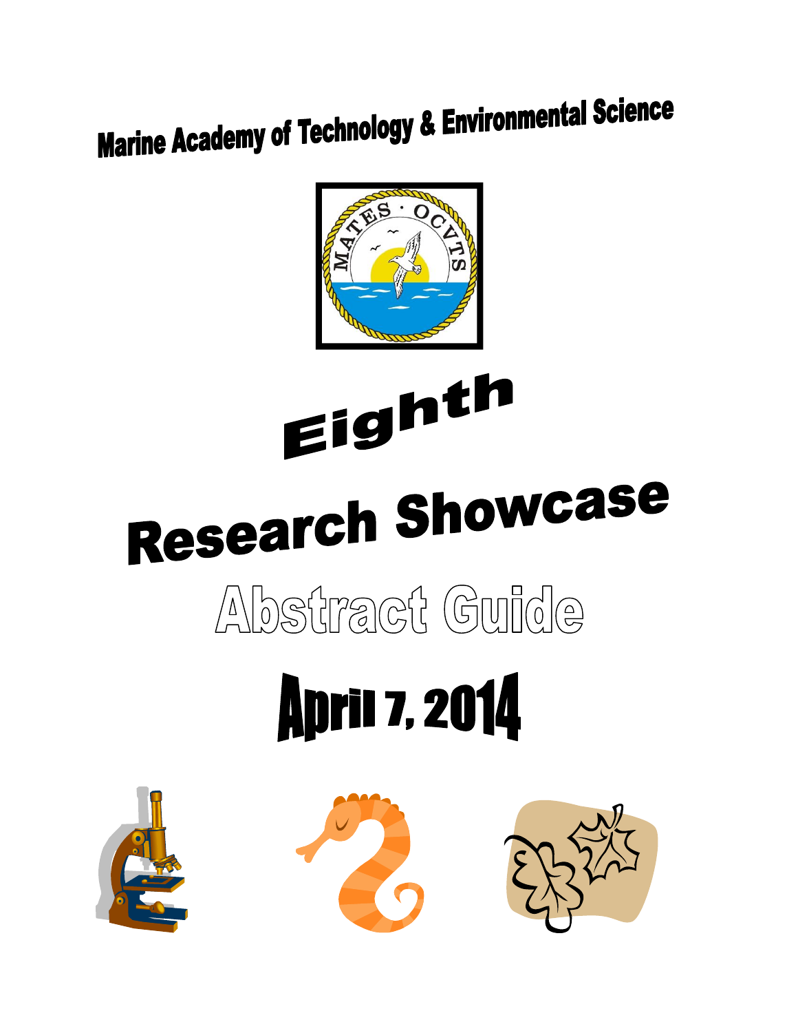# Marine Academy of Technology & Environmental Science

# Eighth Research Showcase

## Abstract Guide

## April 7, 2014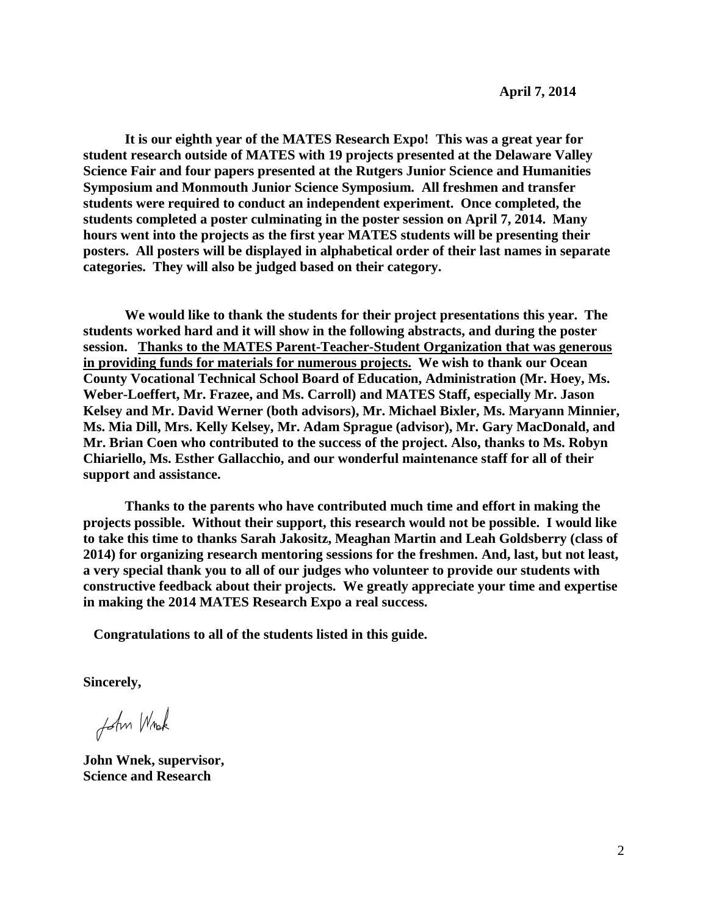**April 7, 2014**

**It is our eighth year of the MATES Research Expo! This was a great year for student research outside of MATES with 19 projects presented at the Delaware Valley Science Fair and four papers presented at the Rutgers Junior Science and Humanities Symposium and Monmouth Junior Science Symposium. All freshmen and transfer students were required to conduct an independent experiment. Once completed, the students completed a poster culminating in the poster session on April 7, 2014. Many hours went into the projects as the first year MATES students will be presenting their posters. All posters will be displayed in alphabetical order of their last names in separate categories. They will also be judged based on their category.**

**We would like to thank the students for their project presentations this year. The students worked hard and it will show in the following abstracts, and during the poster session. <u>Thanks to the MATES Parent-Teacher-Student Organization that was generous in providing funds for materials for numerous projects.</u> We wish to thank our Ocean County Vocational Technical School Board of Education, Administration (Mr. Hoey, Ms. Weber-Loeffert, Mr. Frazee, and Ms. Carroll) and MATES Staff, especially Mr. Jason Kelsey and Mr. David Werner (both advisors), Mr. Michael Bixler, Ms. Maryann Minnier, Ms. Mia Dill, Mrs. Kelly Kelsey, Mr. Adam Sprague (advisor), Mr. Gary MacDonald, and Mr. Brian Coen who contributed to the success of the project. Also, thanks to Ms. Robyn Chiariello, Ms. Esther Gallacchio, and our wonderful maintenance staff for all of their support and assistance.**

**Thanks to the parents who have contributed much time and effort in making the projects possible. Without their support, this research would not be possible. I would like to take this time to thanks Sarah Jakositz, Meaghan Martin and Leah Goldsberry (class of 2014) for organizing research mentoring sessions for the freshmen. And, last, but not least, a very special thank you to all of our judges who volunteer to provide our students with constructive feedback about their projects. We greatly appreciate your time and expertise in making the 2014 MATES Research Expo a real success.**

**Congratulations to all of the students listed in this guide.**

**Sincerely,**

John Wnek

**John Wnek, supervisor,**
**Science and Research**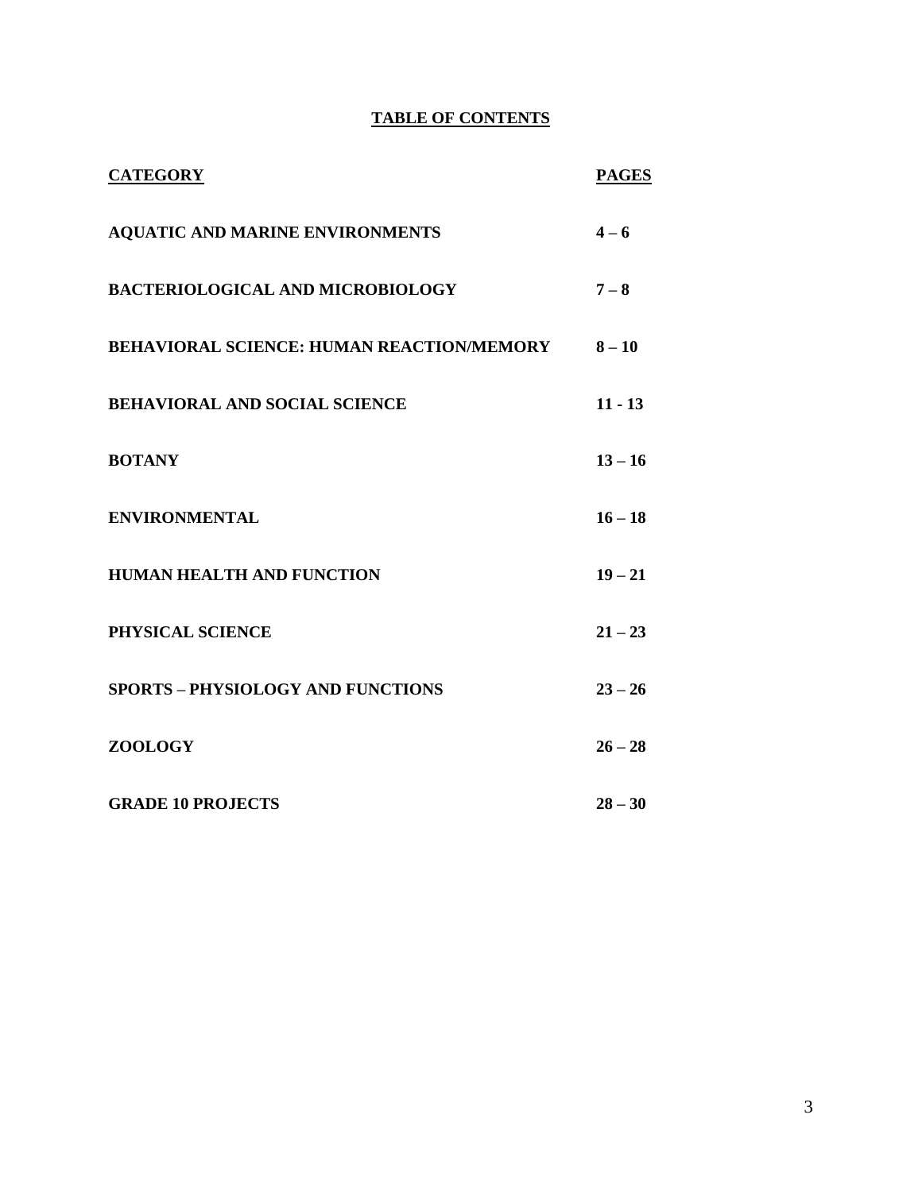# TABLE OF CONTENTS

| CATEGORY | PAGES |
| --- | --- |
| AQUATIC AND MARINE ENVIRONMENTS | 4 – 6 |
| BACTERIOLOGICAL AND MICROBIOLOGY | 7 – 8 |
| BEHAVIORAL SCIENCE: HUMAN REACTION/MEMORY | 8 – 10 |
| BEHAVIORAL AND SOCIAL SCIENCE | 11 - 13 |
| BOTANY | 13 – 16 |
| ENVIRONMENTAL | 16 – 18 |
| HUMAN HEALTH AND FUNCTION | 19 – 21 |
| PHYSICAL SCIENCE | 21 – 23 |
| SPORTS – PHYSIOLOGY AND FUNCTIONS | 23 – 26 |
| ZOOLOGY | 26 – 28 |
| GRADE 10 PROJECTS | 28 – 30 |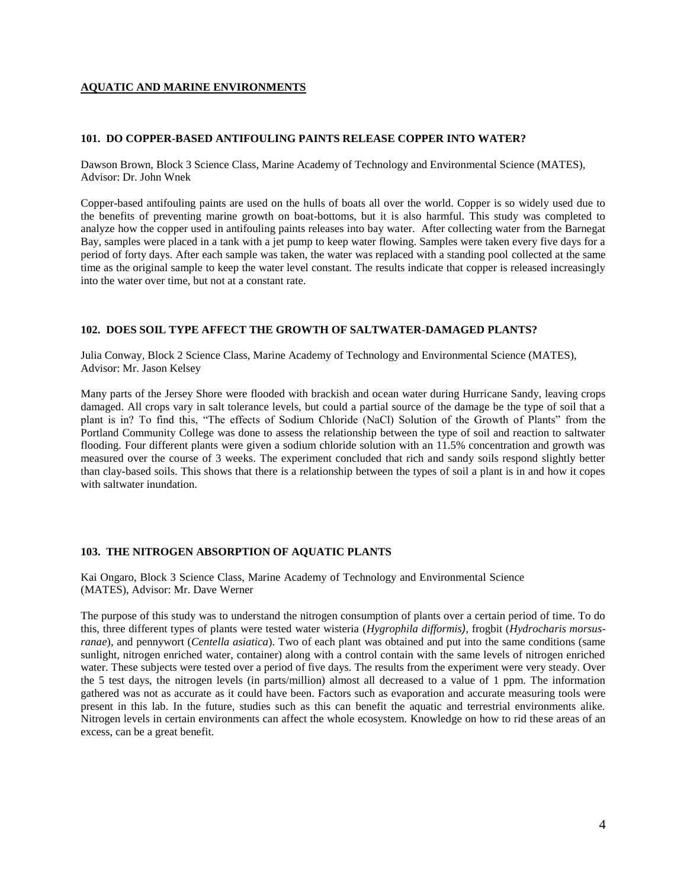## AQUATIC AND MARINE ENVIRONMENTS

### 101. DO COPPER-BASED ANTIFOULING PAINTS RELEASE COPPER INTO WATER?

Dawson Brown, Block 3 Science Class, Marine Academy of Technology and Environmental Science (MATES), Advisor: Dr. John Wnek

Copper-based antifouling paints are used on the hulls of boats all over the world. Copper is so widely used due to the benefits of preventing marine growth on boat-bottoms, but it is also harmful. This study was completed to analyze how the copper used in antifouling paints releases into bay water. After collecting water from the Barnegat Bay, samples were placed in a tank with a jet pump to keep water flowing. Samples were taken every five days for a period of forty days. After each sample was taken, the water was replaced with a standing pool collected at the same time as the original sample to keep the water level constant. The results indicate that copper is released increasingly into the water over time, but not at a constant rate.

### 102. DOES SOIL TYPE AFFECT THE GROWTH OF SALTWATER-DAMAGED PLANTS?

Julia Conway, Block 2 Science Class, Marine Academy of Technology and Environmental Science (MATES), Advisor: Mr. Jason Kelsey

Many parts of the Jersey Shore were flooded with brackish and ocean water during Hurricane Sandy, leaving crops damaged. All crops vary in salt tolerance levels, but could a partial source of the damage be the type of soil that a plant is in? To find this, "The effects of Sodium Chloride (NaCl) Solution of the Growth of Plants" from the Portland Community College was done to assess the relationship between the type of soil and reaction to saltwater flooding. Four different plants were given a sodium chloride solution with an 11.5% concentration and growth was measured over the course of 3 weeks. The experiment concluded that rich and sandy soils respond slightly better than clay-based soils. This shows that there is a relationship between the types of soil a plant is in and how it copes with saltwater inundation.

### 103. THE NITROGEN ABSORPTION OF AQUATIC PLANTS

Kai Ongaro, Block 3 Science Class, Marine Academy of Technology and Environmental Science (MATES), Advisor: Mr. Dave Werner

The purpose of this study was to understand the nitrogen consumption of plants over a certain period of time. To do this, three different types of plants were tested water wisteria (*Hygrophila difformis)*, frogbit (*Hydrocharis morsus-ranae*), and pennywort (*Centella asiatica*). Two of each plant was obtained and put into the same conditions (same sunlight, nitrogen enriched water, container) along with a control contain with the same levels of nitrogen enriched water. These subjects were tested over a period of five days. The results from the experiment were very steady. Over the 5 test days, the nitrogen levels (in parts/million) almost all decreased to a value of 1 ppm. The information gathered was not as accurate as it could have been. Factors such as evaporation and accurate measuring tools were present in this lab. In the future, studies such as this can benefit the aquatic and terrestrial environments alike. Nitrogen levels in certain environments can affect the whole ecosystem. Knowledge on how to rid these areas of an excess, can be a great benefit.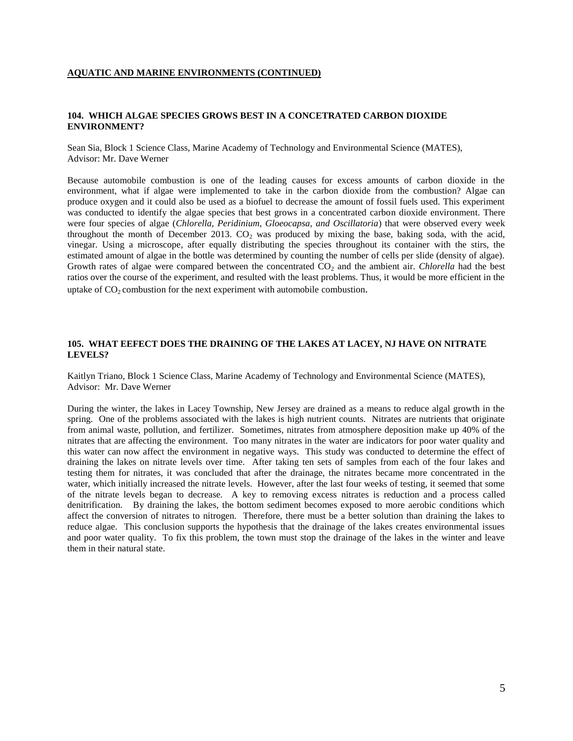**AQUATIC AND MARINE ENVIRONMENTS (CONTINUED)**

### 104. WHICH ALGAE SPECIES GROWS BEST IN A CONCETRATED CARBON DIOXIDE ENVIRONMENT?

Sean Sia, Block 1 Science Class, Marine Academy of Technology and Environmental Science (MATES), Advisor: Mr. Dave Werner

Because automobile combustion is one of the leading causes for excess amounts of carbon dioxide in the environment, what if algae were implemented to take in the carbon dioxide from the combustion? Algae can produce oxygen and it could also be used as a biofuel to decrease the amount of fossil fuels used. This experiment was conducted to identify the algae species that best grows in a concentrated carbon dioxide environment. There were four species of algae (*Chlorella, Peridinium, Gloeocapsa, and Oscillatoria*) that were observed every week throughout the month of December 2013. $CO_2$ was produced by mixing the base, baking soda, with the acid, vinegar. Using a microscope, after equally distributing the species throughout its container with the stirs, the estimated amount of algae in the bottle was determined by counting the number of cells per slide (density of algae). Growth rates of algae were compared between the concentrated $CO_2$ and the ambient air. *Chlorella* had the best ratios over the course of the experiment, and resulted with the least problems. Thus, it would be more efficient in the uptake of $CO_2$ combustion for the next experiment with automobile combustion.

### 105. WHAT EEFECT DOES THE DRAINING OF THE LAKES AT LACEY, NJ HAVE ON NITRATE LEVELS?

Kaitlyn Triano, Block 1 Science Class, Marine Academy of Technology and Environmental Science (MATES), Advisor: Mr. Dave Werner

During the winter, the lakes in Lacey Township, New Jersey are drained as a means to reduce algal growth in the spring. One of the problems associated with the lakes is high nutrient counts. Nitrates are nutrients that originate from animal waste, pollution, and fertilizer. Sometimes, nitrates from atmosphere deposition make up 40% of the nitrates that are affecting the environment. Too many nitrates in the water are indicators for poor water quality and this water can now affect the environment in negative ways. This study was conducted to determine the effect of draining the lakes on nitrate levels over time. After taking ten sets of samples from each of the four lakes and testing them for nitrates, it was concluded that after the drainage, the nitrates became more concentrated in the water, which initially increased the nitrate levels. However, after the last four weeks of testing, it seemed that some of the nitrate levels began to decrease. A key to removing excess nitrates is reduction and a process called denitrification. By draining the lakes, the bottom sediment becomes exposed to more aerobic conditions which affect the conversion of nitrates to nitrogen. Therefore, there must be a better solution than draining the lakes to reduce algae. This conclusion supports the hypothesis that the drainage of the lakes creates environmental issues and poor water quality. To fix this problem, the town must stop the drainage of the lakes in the winter and leave them in their natural state.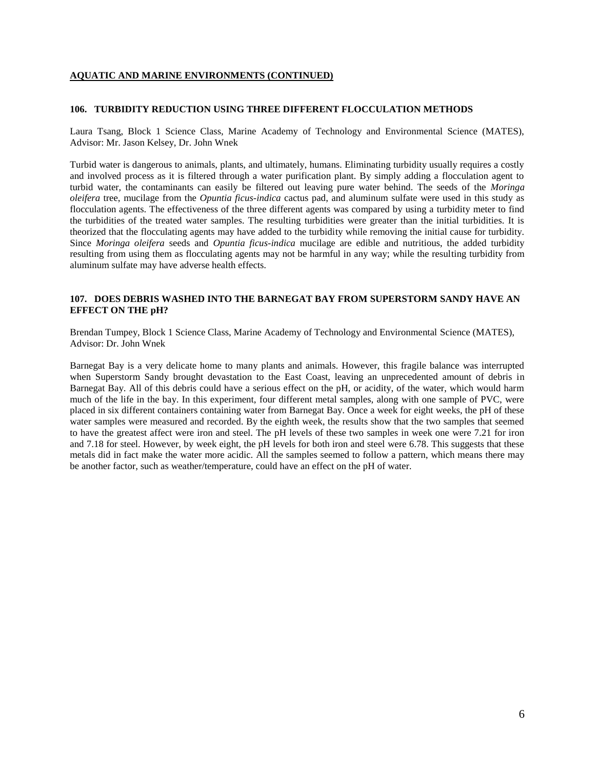**AQUATIC AND MARINE ENVIRONMENTS (CONTINUED)**

### 106. TURBIDITY REDUCTION USING THREE DIFFERENT FLOCCULATION METHODS

Laura Tsang, Block 1 Science Class, Marine Academy of Technology and Environmental Science (MATES), Advisor: Mr. Jason Kelsey, Dr. John Wnek

Turbid water is dangerous to animals, plants, and ultimately, humans. Eliminating turbidity usually requires a costly and involved process as it is filtered through a water purification plant. By simply adding a flocculation agent to turbid water, the contaminants can easily be filtered out leaving pure water behind. The seeds of the *Moringa oleifera* tree, mucilage from the *Opuntia ficus-indica* cactus pad, and aluminum sulfate were used in this study as flocculation agents. The effectiveness of the three different agents was compared by using a turbidity meter to find the turbidities of the treated water samples. The resulting turbidities were greater than the initial turbidities. It is theorized that the flocculating agents may have added to the turbidity while removing the initial cause for turbidity. Since *Moringa oleifera* seeds and *Opuntia ficus-indica* mucilage are edible and nutritious, the added turbidity resulting from using them as flocculating agents may not be harmful in any way; while the resulting turbidity from aluminum sulfate may have adverse health effects.

### 107. DOES DEBRIS WASHED INTO THE BARNEGAT BAY FROM SUPERSTORM SANDY HAVE AN EFFECT ON THE pH?

Brendan Tumpey, Block 1 Science Class, Marine Academy of Technology and Environmental Science (MATES), Advisor: Dr. John Wnek

Barnegat Bay is a very delicate home to many plants and animals. However, this fragile balance was interrupted when Superstorm Sandy brought devastation to the East Coast, leaving an unprecedented amount of debris in Barnegat Bay. All of this debris could have a serious effect on the pH, or acidity, of the water, which would harm much of the life in the bay. In this experiment, four different metal samples, along with one sample of PVC, were placed in six different containers containing water from Barnegat Bay. Once a week for eight weeks, the pH of these water samples were measured and recorded. By the eighth week, the results show that the two samples that seemed to have the greatest affect were iron and steel. The pH levels of these two samples in week one were 7.21 for iron and 7.18 for steel. However, by week eight, the pH levels for both iron and steel were 6.78. This suggests that these metals did in fact make the water more acidic. All the samples seemed to follow a pattern, which means there may be another factor, such as weather/temperature, could have an effect on the pH of water.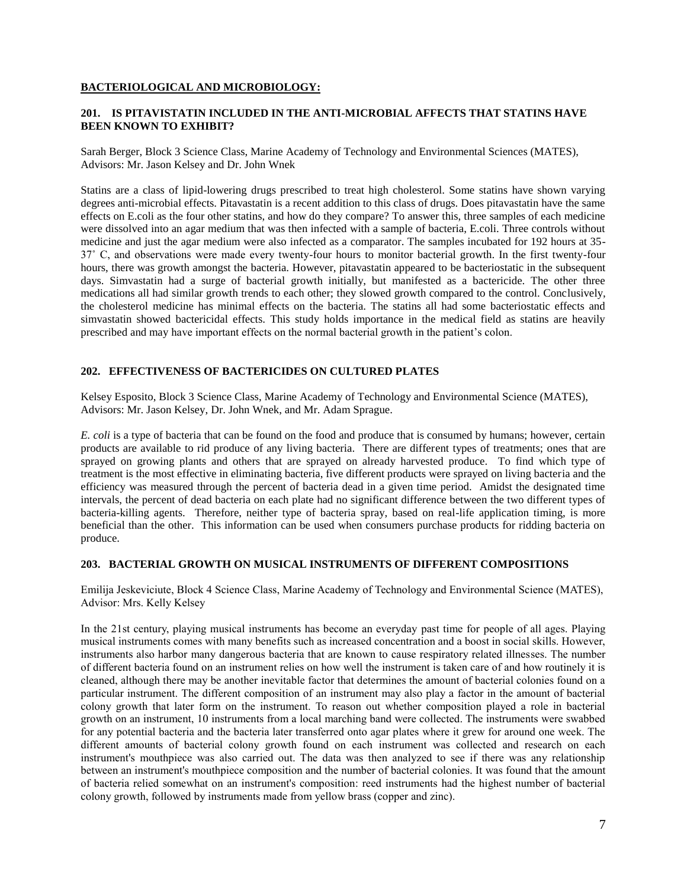## BACTERIOLOGICAL AND MICROBIOLOGY:

### 201. IS PITAVISTATIN INCLUDED IN THE ANTI-MICROBIAL AFFECTS THAT STATINS HAVE BEEN KNOWN TO EXHIBIT?

Sarah Berger, Block 3 Science Class, Marine Academy of Technology and Environmental Sciences (MATES), Advisors: Mr. Jason Kelsey and Dr. John Wnek

Statins are a class of lipid-lowering drugs prescribed to treat high cholesterol. Some statins have shown varying degrees anti-microbial effects. Pitavastatin is a recent addition to this class of drugs. Does pitavastatin have the same effects on E.coli as the four other statins, and how do they compare? To answer this, three samples of each medicine were dissolved into an agar medium that was then infected with a sample of bacteria, E.coli. Three controls without medicine and just the agar medium were also infected as a comparator. The samples incubated for 192 hours at 35-37˚ C, and observations were made every twenty-four hours to monitor bacterial growth. In the first twenty-four hours, there was growth amongst the bacteria. However, pitavastatin appeared to be bacteriostatic in the subsequent days. Simvastatin had a surge of bacterial growth initially, but manifested as a bactericide. The other three medications all had similar growth trends to each other; they slowed growth compared to the control. Conclusively, the cholesterol medicine has minimal effects on the bacteria. The statins all had some bacteriostatic effects and simvastatin showed bactericidal effects. This study holds importance in the medical field as statins are heavily prescribed and may have important effects on the normal bacterial growth in the patient's colon.

### 202. EFFECTIVENESS OF BACTERICIDES ON CULTURED PLATES

Kelsey Esposito, Block 3 Science Class, Marine Academy of Technology and Environmental Science (MATES), Advisors: Mr. Jason Kelsey, Dr. John Wnek, and Mr. Adam Sprague.

*E. coli* is a type of bacteria that can be found on the food and produce that is consumed by humans; however, certain products are available to rid produce of any living bacteria. There are different types of treatments; ones that are sprayed on growing plants and others that are sprayed on already harvested produce. To find which type of treatment is the most effective in eliminating bacteria, five different products were sprayed on living bacteria and the efficiency was measured through the percent of bacteria dead in a given time period. Amidst the designated time intervals, the percent of dead bacteria on each plate had no significant difference between the two different types of bacteria-killing agents. Therefore, neither type of bacteria spray, based on real-life application timing, is more beneficial than the other. This information can be used when consumers purchase products for ridding bacteria on produce.

### 203. BACTERIAL GROWTH ON MUSICAL INSTRUMENTS OF DIFFERENT COMPOSITIONS

Emilija Jeskeviciute, Block 4 Science Class, Marine Academy of Technology and Environmental Science (MATES), Advisor: Mrs. Kelly Kelsey

In the 21st century, playing musical instruments has become an everyday past time for people of all ages. Playing musical instruments comes with many benefits such as increased concentration and a boost in social skills. However, instruments also harbor many dangerous bacteria that are known to cause respiratory related illnesses. The number of different bacteria found on an instrument relies on how well the instrument is taken care of and how routinely it is cleaned, although there may be another inevitable factor that determines the amount of bacterial colonies found on a particular instrument. The different composition of an instrument may also play a factor in the amount of bacterial colony growth that later form on the instrument. To reason out whether composition played a role in bacterial growth on an instrument, 10 instruments from a local marching band were collected. The instruments were swabbed for any potential bacteria and the bacteria later transferred onto agar plates where it grew for around one week. The different amounts of bacterial colony growth found on each instrument was collected and research on each instrument's mouthpiece was also carried out. The data was then analyzed to see if there was any relationship between an instrument's mouthpiece composition and the number of bacterial colonies. It was found that the amount of bacteria relied somewhat on an instrument's composition: reed instruments had the highest number of bacterial colony growth, followed by instruments made from yellow brass (copper and zinc).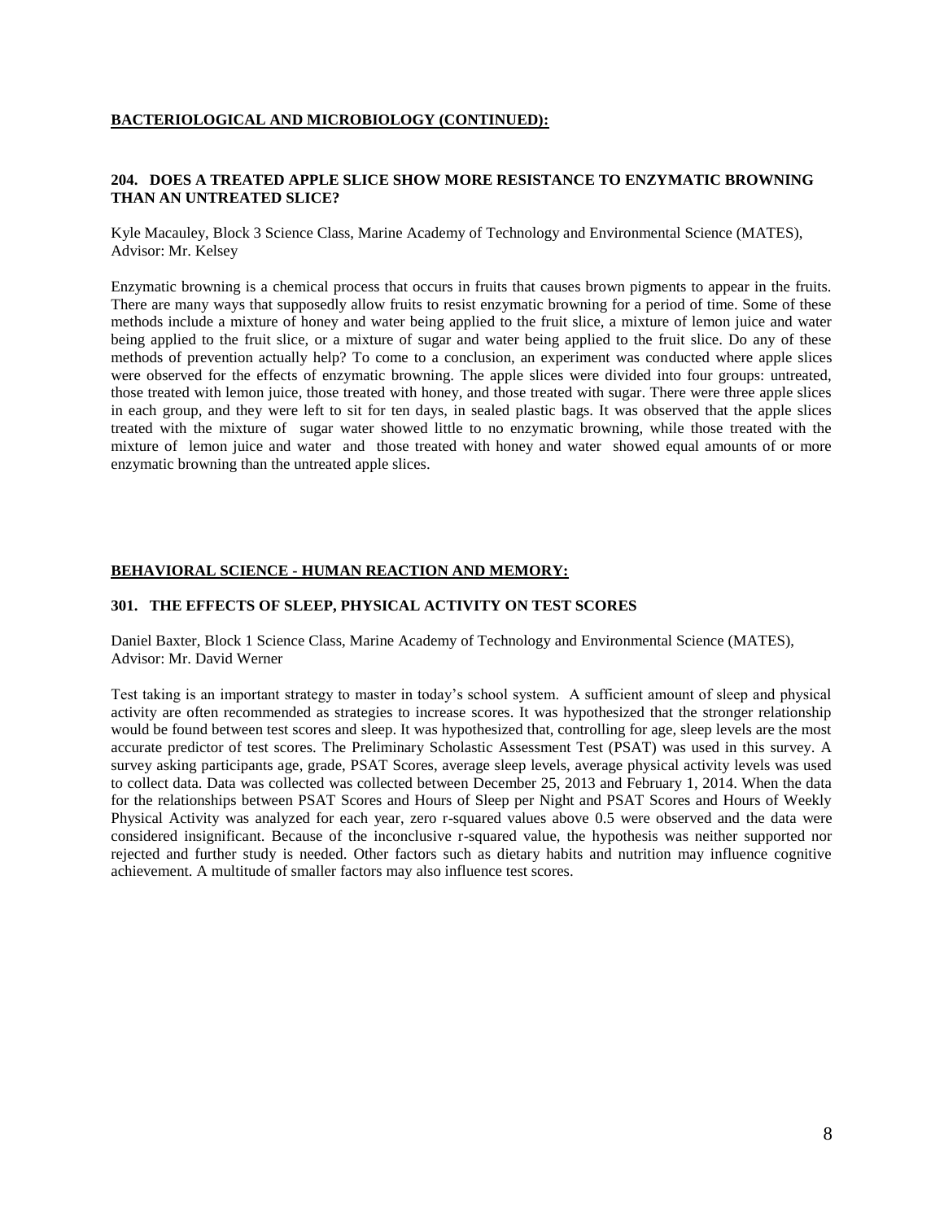## BACTERIOLOGICAL AND MICROBIOLOGY (CONTINUED):

### 204. DOES A TREATED APPLE SLICE SHOW MORE RESISTANCE TO ENZYMATIC BROWNING THAN AN UNTREATED SLICE?

Kyle Macauley, Block 3 Science Class, Marine Academy of Technology and Environmental Science (MATES), Advisor: Mr. Kelsey

Enzymatic browning is a chemical process that occurs in fruits that causes brown pigments to appear in the fruits. There are many ways that supposedly allow fruits to resist enzymatic browning for a period of time. Some of these methods include a mixture of honey and water being applied to the fruit slice, a mixture of lemon juice and water being applied to the fruit slice, or a mixture of sugar and water being applied to the fruit slice. Do any of these methods of prevention actually help? To come to a conclusion, an experiment was conducted where apple slices were observed for the effects of enzymatic browning. The apple slices were divided into four groups: untreated, those treated with lemon juice, those treated with honey, and those treated with sugar. There were three apple slices in each group, and they were left to sit for ten days, in sealed plastic bags. It was observed that the apple slices treated with the mixture of sugar water showed little to no enzymatic browning, while those treated with the mixture of lemon juice and water and those treated with honey and water showed equal amounts of or more enzymatic browning than the untreated apple slices.

## BEHAVIORAL SCIENCE - HUMAN REACTION AND MEMORY:

### 301. THE EFFECTS OF SLEEP, PHYSICAL ACTIVITY ON TEST SCORES

Daniel Baxter, Block 1 Science Class, Marine Academy of Technology and Environmental Science (MATES), Advisor: Mr. David Werner

Test taking is an important strategy to master in today's school system. A sufficient amount of sleep and physical activity are often recommended as strategies to increase scores. It was hypothesized that the stronger relationship would be found between test scores and sleep. It was hypothesized that, controlling for age, sleep levels are the most accurate predictor of test scores. The Preliminary Scholastic Assessment Test (PSAT) was used in this survey. A survey asking participants age, grade, PSAT Scores, average sleep levels, average physical activity levels was used to collect data. Data was collected was collected between December 25, 2013 and February 1, 2014. When the data for the relationships between PSAT Scores and Hours of Sleep per Night and PSAT Scores and Hours of Weekly Physical Activity was analyzed for each year, zero r-squared values above 0.5 were observed and the data were considered insignificant. Because of the inconclusive r-squared value, the hypothesis was neither supported nor rejected and further study is needed. Other factors such as dietary habits and nutrition may influence cognitive achievement. A multitude of smaller factors may also influence test scores.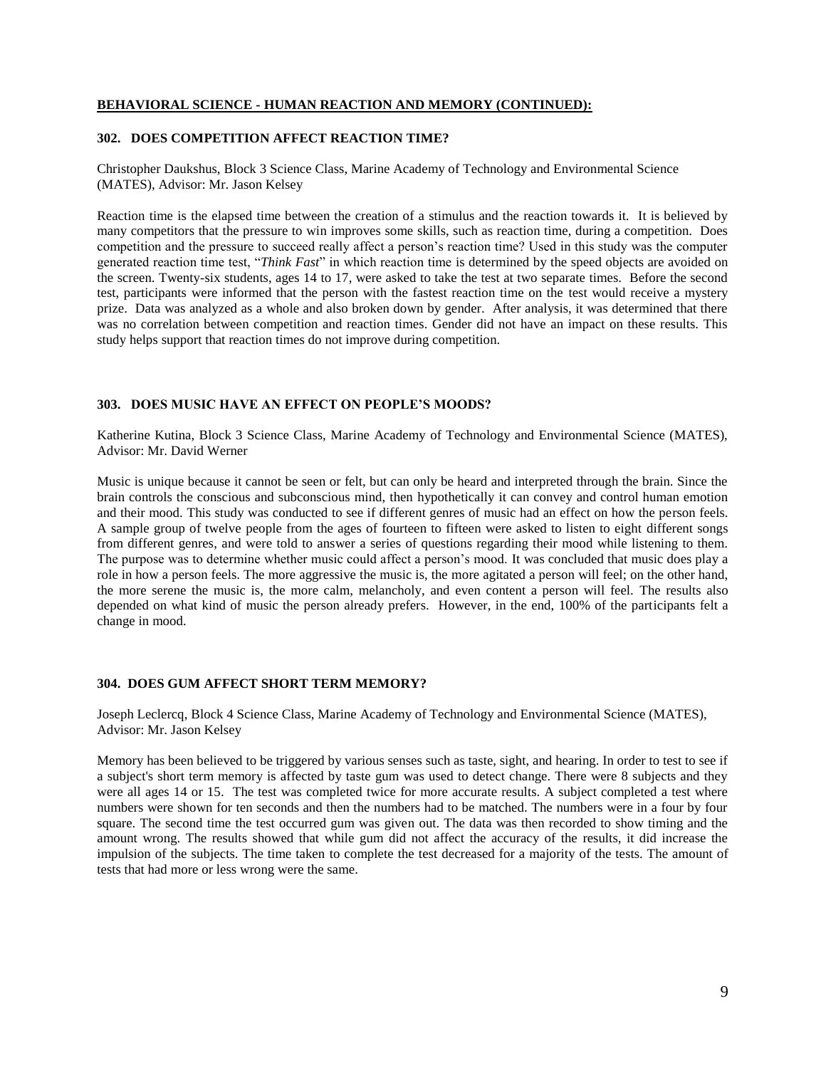**BEHAVIORAL SCIENCE - HUMAN REACTION AND MEMORY (CONTINUED):**

### 302. DOES COMPETITION AFFECT REACTION TIME?

Christopher Daukshus, Block 3 Science Class, Marine Academy of Technology and Environmental Science (MATES), Advisor: Mr. Jason Kelsey

Reaction time is the elapsed time between the creation of a stimulus and the reaction towards it. It is believed by many competitors that the pressure to win improves some skills, such as reaction time, during a competition. Does competition and the pressure to succeed really affect a person's reaction time? Used in this study was the computer generated reaction time test, "*Think Fast*" in which reaction time is determined by the speed objects are avoided on the screen. Twenty-six students, ages 14 to 17, were asked to take the test at two separate times. Before the second test, participants were informed that the person with the fastest reaction time on the test would receive a mystery prize. Data was analyzed as a whole and also broken down by gender. After analysis, it was determined that there was no correlation between competition and reaction times. Gender did not have an impact on these results. This study helps support that reaction times do not improve during competition.

### 303. DOES MUSIC HAVE AN EFFECT ON PEOPLE'S MOODS?

Katherine Kutina, Block 3 Science Class, Marine Academy of Technology and Environmental Science (MATES), Advisor: Mr. David Werner

Music is unique because it cannot be seen or felt, but can only be heard and interpreted through the brain. Since the brain controls the conscious and subconscious mind, then hypothetically it can convey and control human emotion and their mood. This study was conducted to see if different genres of music had an effect on how the person feels. A sample group of twelve people from the ages of fourteen to fifteen were asked to listen to eight different songs from different genres, and were told to answer a series of questions regarding their mood while listening to them. The purpose was to determine whether music could affect a person's mood. It was concluded that music does play a role in how a person feels. The more aggressive the music is, the more agitated a person will feel; on the other hand, the more serene the music is, the more calm, melancholy, and even content a person will feel. The results also depended on what kind of music the person already prefers. However, in the end, 100% of the participants felt a change in mood.

### 304. DOES GUM AFFECT SHORT TERM MEMORY?

Joseph Leclercq, Block 4 Science Class, Marine Academy of Technology and Environmental Science (MATES), Advisor: Mr. Jason Kelsey

Memory has been believed to be triggered by various senses such as taste, sight, and hearing. In order to test to see if a subject's short term memory is affected by taste gum was used to detect change. There were 8 subjects and they were all ages 14 or 15. The test was completed twice for more accurate results. A subject completed a test where numbers were shown for ten seconds and then the numbers had to be matched. The numbers were in a four by four square. The second time the test occurred gum was given out. The data was then recorded to show timing and the amount wrong. The results showed that while gum did not affect the accuracy of the results, it did increase the impulsion of the subjects. The time taken to complete the test decreased for a majority of the tests. The amount of tests that had more or less wrong were the same.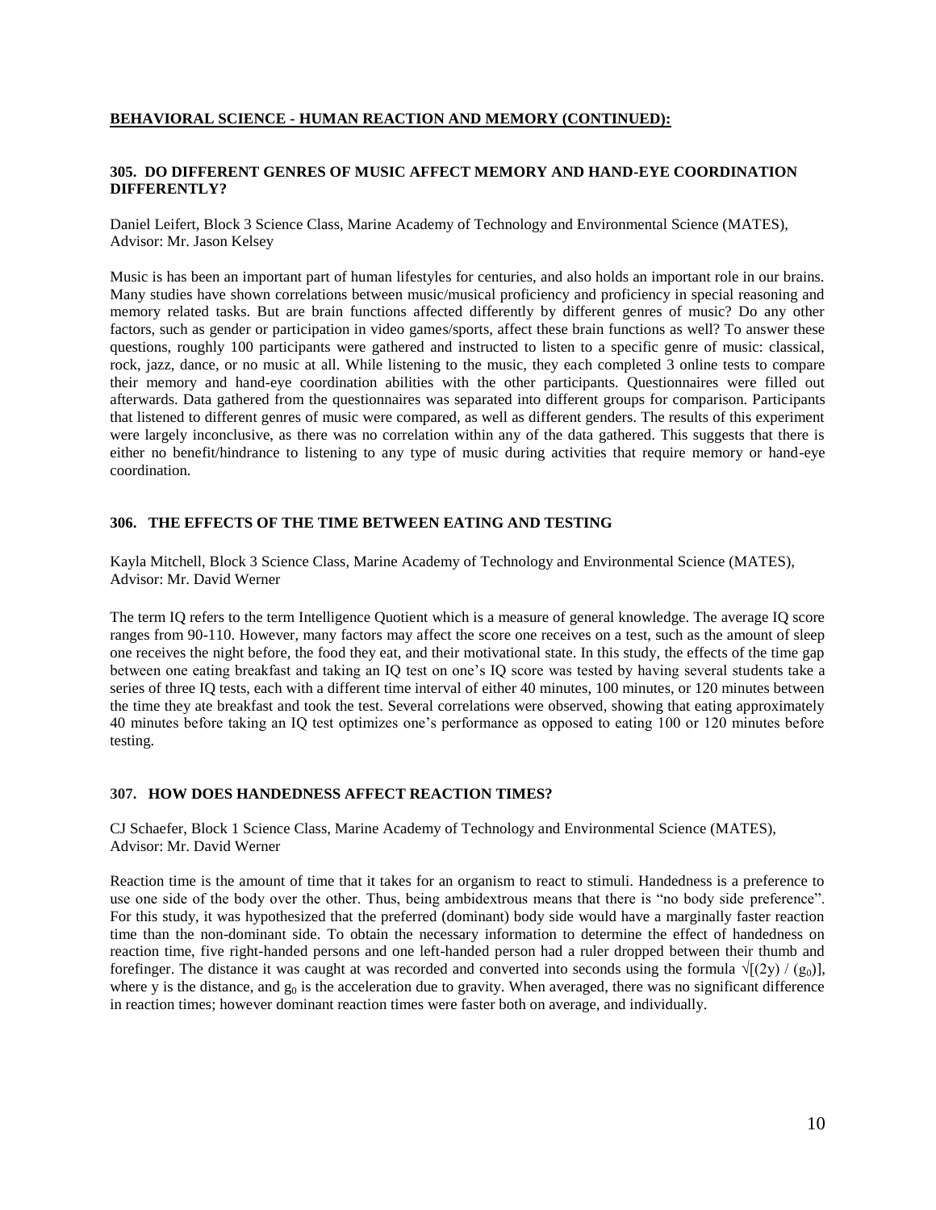## BEHAVIORAL SCIENCE - HUMAN REACTION AND MEMORY (CONTINUED):

### 305. DO DIFFERENT GENRES OF MUSIC AFFECT MEMORY AND HAND-EYE COORDINATION DIFFERENTLY?

Daniel Leifert, Block 3 Science Class, Marine Academy of Technology and Environmental Science (MATES), Advisor: Mr. Jason Kelsey

Music is has been an important part of human lifestyles for centuries, and also holds an important role in our brains. Many studies have shown correlations between music/musical proficiency and proficiency in special reasoning and memory related tasks. But are brain functions affected differently by different genres of music? Do any other factors, such as gender or participation in video games/sports, affect these brain functions as well? To answer these questions, roughly 100 participants were gathered and instructed to listen to a specific genre of music: classical, rock, jazz, dance, or no music at all. While listening to the music, they each completed 3 online tests to compare their memory and hand-eye coordination abilities with the other participants. Questionnaires were filled out afterwards. Data gathered from the questionnaires was separated into different groups for comparison. Participants that listened to different genres of music were compared, as well as different genders. The results of this experiment were largely inconclusive, as there was no correlation within any of the data gathered. This suggests that there is either no benefit/hindrance to listening to any type of music during activities that require memory or hand-eye coordination.

### 306. THE EFFECTS OF THE TIME BETWEEN EATING AND TESTING

Kayla Mitchell, Block 3 Science Class, Marine Academy of Technology and Environmental Science (MATES), Advisor: Mr. David Werner

The term IQ refers to the term Intelligence Quotient which is a measure of general knowledge. The average IQ score ranges from 90-110. However, many factors may affect the score one receives on a test, such as the amount of sleep one receives the night before, the food they eat, and their motivational state. In this study, the effects of the time gap between one eating breakfast and taking an IQ test on one's IQ score was tested by having several students take a series of three IQ tests, each with a different time interval of either 40 minutes, 100 minutes, or 120 minutes between the time they ate breakfast and took the test. Several correlations were observed, showing that eating approximately 40 minutes before taking an IQ test optimizes one's performance as opposed to eating 100 or 120 minutes before testing.

### 307. HOW DOES HANDEDNESS AFFECT REACTION TIMES?

CJ Schaefer, Block 1 Science Class, Marine Academy of Technology and Environmental Science (MATES), Advisor: Mr. David Werner

Reaction time is the amount of time that it takes for an organism to react to stimuli. Handedness is a preference to use one side of the body over the other. Thus, being ambidextrous means that there is "no body side preference". For this study, it was hypothesized that the preferred (dominant) body side would have a marginally faster reaction time than the non-dominant side. To obtain the necessary information to determine the effect of handedness on reaction time, five right-handed persons and one left-handed person had a ruler dropped between their thumb and forefinger. The distance it was caught at was recorded and converted into seconds using the formula $\sqrt{[(2y) / (g_0)]}$, where y is the distance, and $g_0$ is the acceleration due to gravity. When averaged, there was no significant difference in reaction times; however dominant reaction times were faster both on average, and individually.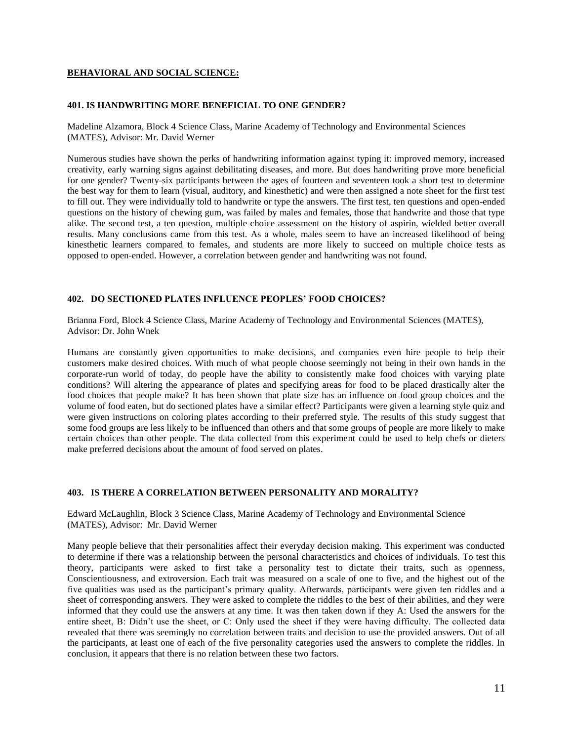## BEHAVIORAL AND SOCIAL SCIENCE:

### 401. IS HANDWRITING MORE BENEFICIAL TO ONE GENDER?

Madeline Alzamora, Block 4 Science Class, Marine Academy of Technology and Environmental Sciences (MATES), Advisor: Mr. David Werner

Numerous studies have shown the perks of handwriting information against typing it: improved memory, increased creativity, early warning signs against debilitating diseases, and more. But does handwriting prove more beneficial for one gender? Twenty-six participants between the ages of fourteen and seventeen took a short test to determine the best way for them to learn (visual, auditory, and kinesthetic) and were then assigned a note sheet for the first test to fill out. They were individually told to handwrite or type the answers. The first test, ten questions and open-ended questions on the history of chewing gum, was failed by males and females, those that handwrite and those that type alike. The second test, a ten question, multiple choice assessment on the history of aspirin, wielded better overall results. Many conclusions came from this test. As a whole, males seem to have an increased likelihood of being kinesthetic learners compared to females, and students are more likely to succeed on multiple choice tests as opposed to open-ended. However, a correlation between gender and handwriting was not found.

### 402. DO SECTIONED PLATES INFLUENCE PEOPLES' FOOD CHOICES?

Brianna Ford, Block 4 Science Class, Marine Academy of Technology and Environmental Sciences (MATES), Advisor: Dr. John Wnek

Humans are constantly given opportunities to make decisions, and companies even hire people to help their customers make desired choices. With much of what people choose seemingly not being in their own hands in the corporate-run world of today, do people have the ability to consistently make food choices with varying plate conditions? Will altering the appearance of plates and specifying areas for food to be placed drastically alter the food choices that people make? It has been shown that plate size has an influence on food group choices and the volume of food eaten, but do sectioned plates have a similar effect? Participants were given a learning style quiz and were given instructions on coloring plates according to their preferred style. The results of this study suggest that some food groups are less likely to be influenced than others and that some groups of people are more likely to make certain choices than other people. The data collected from this experiment could be used to help chefs or dieters make preferred decisions about the amount of food served on plates.

### 403. IS THERE A CORRELATION BETWEEN PERSONALITY AND MORALITY?

Edward McLaughlin, Block 3 Science Class, Marine Academy of Technology and Environmental Science (MATES), Advisor: Mr. David Werner

Many people believe that their personalities affect their everyday decision making. This experiment was conducted to determine if there was a relationship between the personal characteristics and choices of individuals. To test this theory, participants were asked to first take a personality test to dictate their traits, such as openness, Conscientiousness, and extroversion. Each trait was measured on a scale of one to five, and the highest out of the five qualities was used as the participant's primary quality. Afterwards, participants were given ten riddles and a sheet of corresponding answers. They were asked to complete the riddles to the best of their abilities, and they were informed that they could use the answers at any time. It was then taken down if they A: Used the answers for the entire sheet, B: Didn't use the sheet, or C: Only used the sheet if they were having difficulty. The collected data revealed that there was seemingly no correlation between traits and decision to use the provided answers. Out of all the participants, at least one of each of the five personality categories used the answers to complete the riddles. In conclusion, it appears that there is no relation between these two factors.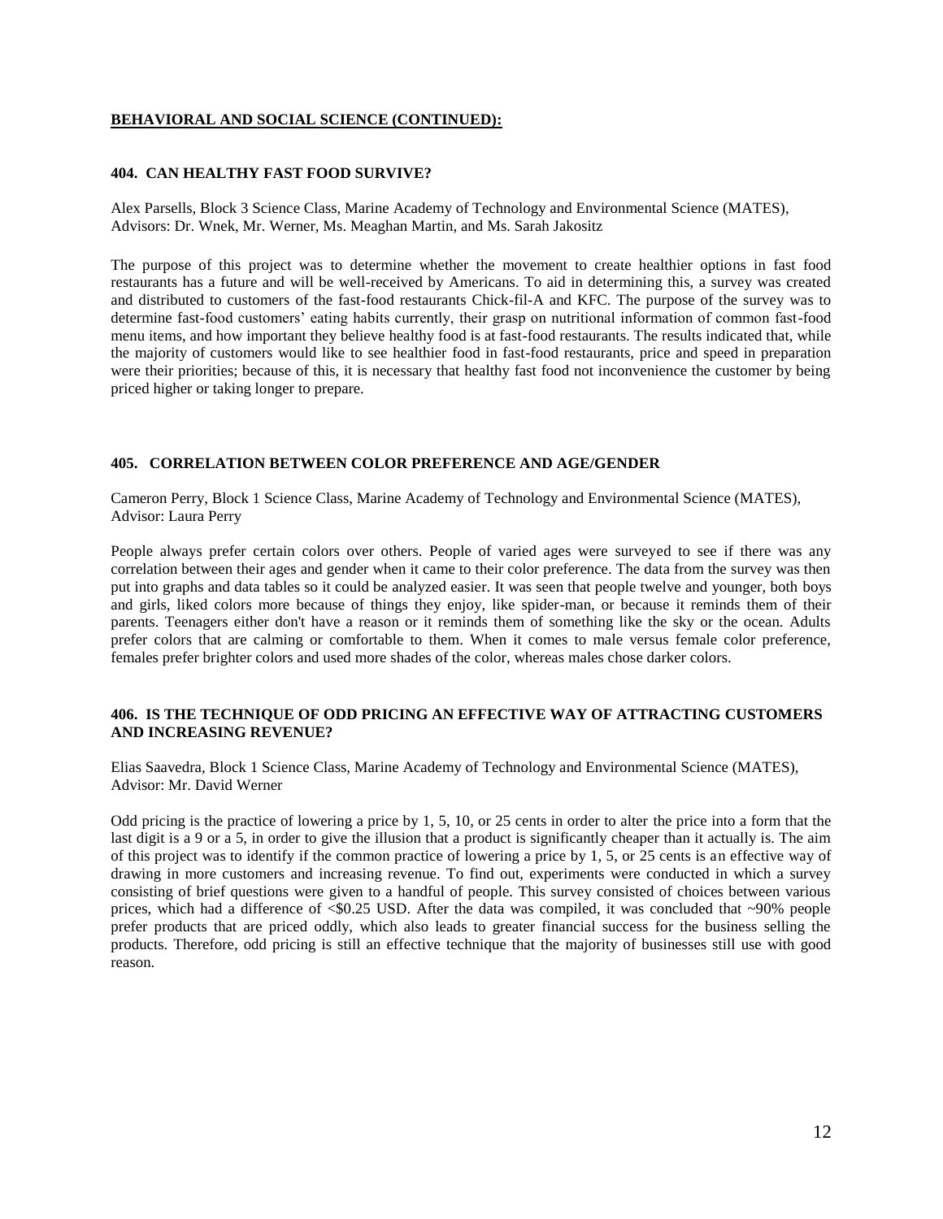**BEHAVIORAL AND SOCIAL SCIENCE (CONTINUED):**

### 404. CAN HEALTHY FAST FOOD SURVIVE?

Alex Parsells, Block 3 Science Class, Marine Academy of Technology and Environmental Science (MATES), Advisors: Dr. Wnek, Mr. Werner, Ms. Meaghan Martin, and Ms. Sarah Jakositz

The purpose of this project was to determine whether the movement to create healthier options in fast food restaurants has a future and will be well-received by Americans. To aid in determining this, a survey was created and distributed to customers of the fast-food restaurants Chick-fil-A and KFC. The purpose of the survey was to determine fast-food customers' eating habits currently, their grasp on nutritional information of common fast-food menu items, and how important they believe healthy food is at fast-food restaurants. The results indicated that, while the majority of customers would like to see healthier food in fast-food restaurants, price and speed in preparation were their priorities; because of this, it is necessary that healthy fast food not inconvenience the customer by being priced higher or taking longer to prepare.

### 405. CORRELATION BETWEEN COLOR PREFERENCE AND AGE/GENDER

Cameron Perry, Block 1 Science Class, Marine Academy of Technology and Environmental Science (MATES), Advisor: Laura Perry

People always prefer certain colors over others. People of varied ages were surveyed to see if there was any correlation between their ages and gender when it came to their color preference. The data from the survey was then put into graphs and data tables so it could be analyzed easier. It was seen that people twelve and younger, both boys and girls, liked colors more because of things they enjoy, like spider-man, or because it reminds them of their parents. Teenagers either don't have a reason or it reminds them of something like the sky or the ocean. Adults prefer colors that are calming or comfortable to them. When it comes to male versus female color preference, females prefer brighter colors and used more shades of the color, whereas males chose darker colors.

### 406. IS THE TECHNIQUE OF ODD PRICING AN EFFECTIVE WAY OF ATTRACTING CUSTOMERS AND INCREASING REVENUE?

Elias Saavedra, Block 1 Science Class, Marine Academy of Technology and Environmental Science (MATES), Advisor: Mr. David Werner

Odd pricing is the practice of lowering a price by 1, 5, 10, or 25 cents in order to alter the price into a form that the last digit is a 9 or a 5, in order to give the illusion that a product is significantly cheaper than it actually is. The aim of this project was to identify if the common practice of lowering a price by 1, 5, or 25 cents is an effective way of drawing in more customers and increasing revenue. To find out, experiments were conducted in which a survey consisting of brief questions were given to a handful of people. This survey consisted of choices between various prices, which had a difference of <$0.25 USD. After the data was compiled, it was concluded that ~90% people prefer products that are priced oddly, which also leads to greater financial success for the business selling the products. Therefore, odd pricing is still an effective technique that the majority of businesses still use with good reason.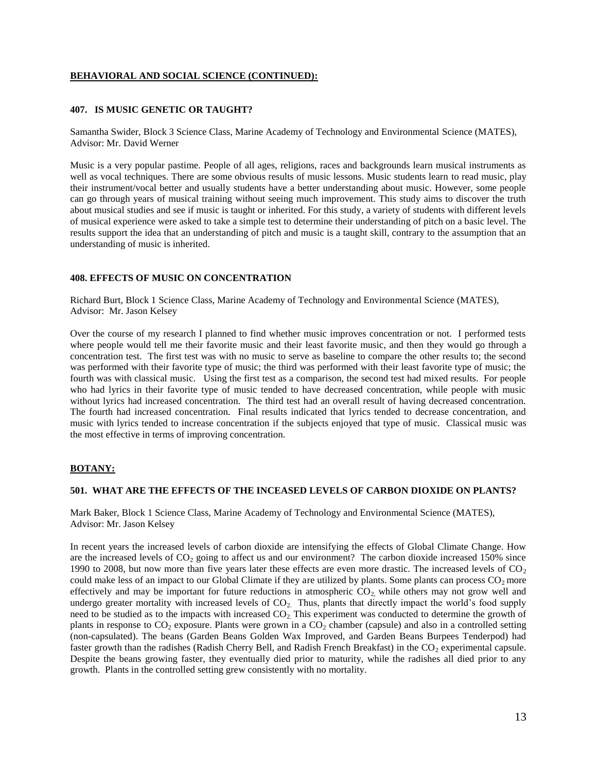## BEHAVIORAL AND SOCIAL SCIENCE (CONTINUED):

### 407. IS MUSIC GENETIC OR TAUGHT?

Samantha Swider, Block 3 Science Class, Marine Academy of Technology and Environmental Science (MATES), Advisor: Mr. David Werner

Music is a very popular pastime. People of all ages, religions, races and backgrounds learn musical instruments as well as vocal techniques. There are some obvious results of music lessons. Music students learn to read music, play their instrument/vocal better and usually students have a better understanding about music. However, some people can go through years of musical training without seeing much improvement. This study aims to discover the truth about musical studies and see if music is taught or inherited. For this study, a variety of students with different levels of musical experience were asked to take a simple test to determine their understanding of pitch on a basic level. The results support the idea that an understanding of pitch and music is a taught skill, contrary to the assumption that an understanding of music is inherited.

### 408. EFFECTS OF MUSIC ON CONCENTRATION

Richard Burt, Block 1 Science Class, Marine Academy of Technology and Environmental Science (MATES), Advisor: Mr. Jason Kelsey

Over the course of my research I planned to find whether music improves concentration or not. I performed tests where people would tell me their favorite music and their least favorite music, and then they would go through a concentration test. The first test was with no music to serve as baseline to compare the other results to; the second was performed with their favorite type of music; the third was performed with their least favorite type of music; the fourth was with classical music. Using the first test as a comparison, the second test had mixed results. For people who had lyrics in their favorite type of music tended to have decreased concentration, while people with music without lyrics had increased concentration. The third test had an overall result of having decreased concentration. The fourth had increased concentration. Final results indicated that lyrics tended to decrease concentration, and music with lyrics tended to increase concentration if the subjects enjoyed that type of music. Classical music was the most effective in terms of improving concentration.

## BOTANY:

### 501. WHAT ARE THE EFFECTS OF THE INCEASED LEVELS OF CARBON DIOXIDE ON PLANTS?

Mark Baker, Block 1 Science Class, Marine Academy of Technology and Environmental Science (MATES), Advisor: Mr. Jason Kelsey

In recent years the increased levels of carbon dioxide are intensifying the effects of Global Climate Change. How are the increased levels of $CO_2$ going to affect us and our environment? The carbon dioxide increased 150% since 1990 to 2008, but now more than five years later these effects are even more drastic. The increased levels of $CO_2$ could make less of an impact to our Global Climate if they are utilized by plants. Some plants can process $CO_2$ more effectively and may be important for future reductions in atmospheric $CO_2$, while others may not grow well and undergo greater mortality with increased levels of $CO_2$. Thus, plants that directly impact the world's food supply need to be studied as to the impacts with increased $CO_2$. This experiment was conducted to determine the growth of plants in response to $CO_2$ exposure. Plants were grown in a $CO_2$ chamber (capsule) and also in a controlled setting (non-capsulated). The beans (Garden Beans Golden Wax Improved, and Garden Beans Burpees Tenderpod) had faster growth than the radishes (Radish Cherry Bell, and Radish French Breakfast) in the $CO_2$ experimental capsule. Despite the beans growing faster, they eventually died prior to maturity, while the radishes all died prior to any growth. Plants in the controlled setting grew consistently with no mortality.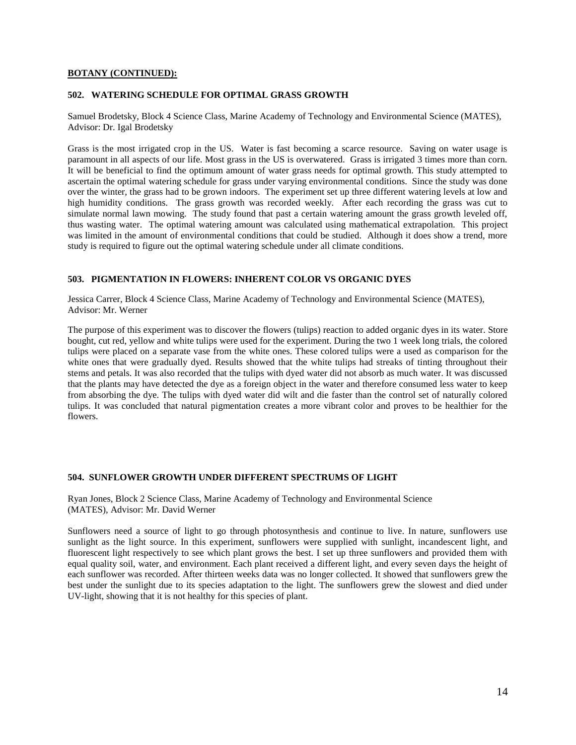**BOTANY (CONTINUED):**

### 502. WATERING SCHEDULE FOR OPTIMAL GRASS GROWTH

Samuel Brodetsky, Block 4 Science Class, Marine Academy of Technology and Environmental Science (MATES), Advisor: Dr. Igal Brodetsky

Grass is the most irrigated crop in the US. Water is fast becoming a scarce resource. Saving on water usage is paramount in all aspects of our life. Most grass in the US is overwatered. Grass is irrigated 3 times more than corn. It will be beneficial to find the optimum amount of water grass needs for optimal growth. This study attempted to ascertain the optimal watering schedule for grass under varying environmental conditions. Since the study was done over the winter, the grass had to be grown indoors. The experiment set up three different watering levels at low and high humidity conditions. The grass growth was recorded weekly. After each recording the grass was cut to simulate normal lawn mowing. The study found that past a certain watering amount the grass growth leveled off, thus wasting water. The optimal watering amount was calculated using mathematical extrapolation. This project was limited in the amount of environmental conditions that could be studied. Although it does show a trend, more study is required to figure out the optimal watering schedule under all climate conditions.

### 503. PIGMENTATION IN FLOWERS: INHERENT COLOR VS ORGANIC DYES

Jessica Carrer, Block 4 Science Class, Marine Academy of Technology and Environmental Science (MATES), Advisor: Mr. Werner

The purpose of this experiment was to discover the flowers (tulips) reaction to added organic dyes in its water. Store bought, cut red, yellow and white tulips were used for the experiment. During the two 1 week long trials, the colored tulips were placed on a separate vase from the white ones. These colored tulips were a used as comparison for the white ones that were gradually dyed. Results showed that the white tulips had streaks of tinting throughout their stems and petals. It was also recorded that the tulips with dyed water did not absorb as much water. It was discussed that the plants may have detected the dye as a foreign object in the water and therefore consumed less water to keep from absorbing the dye. The tulips with dyed water did wilt and die faster than the control set of naturally colored tulips. It was concluded that natural pigmentation creates a more vibrant color and proves to be healthier for the flowers.

### 504. SUNFLOWER GROWTH UNDER DIFFERENT SPECTRUMS OF LIGHT

Ryan Jones, Block 2 Science Class, Marine Academy of Technology and Environmental Science (MATES), Advisor: Mr. David Werner

Sunflowers need a source of light to go through photosynthesis and continue to live. In nature, sunflowers use sunlight as the light source. In this experiment, sunflowers were supplied with sunlight, incandescent light, and fluorescent light respectively to see which plant grows the best. I set up three sunflowers and provided them with equal quality soil, water, and environment. Each plant received a different light, and every seven days the height of each sunflower was recorded. After thirteen weeks data was no longer collected. It showed that sunflowers grew the best under the sunlight due to its species adaptation to the light. The sunflowers grew the slowest and died under UV-light, showing that it is not healthy for this species of plant.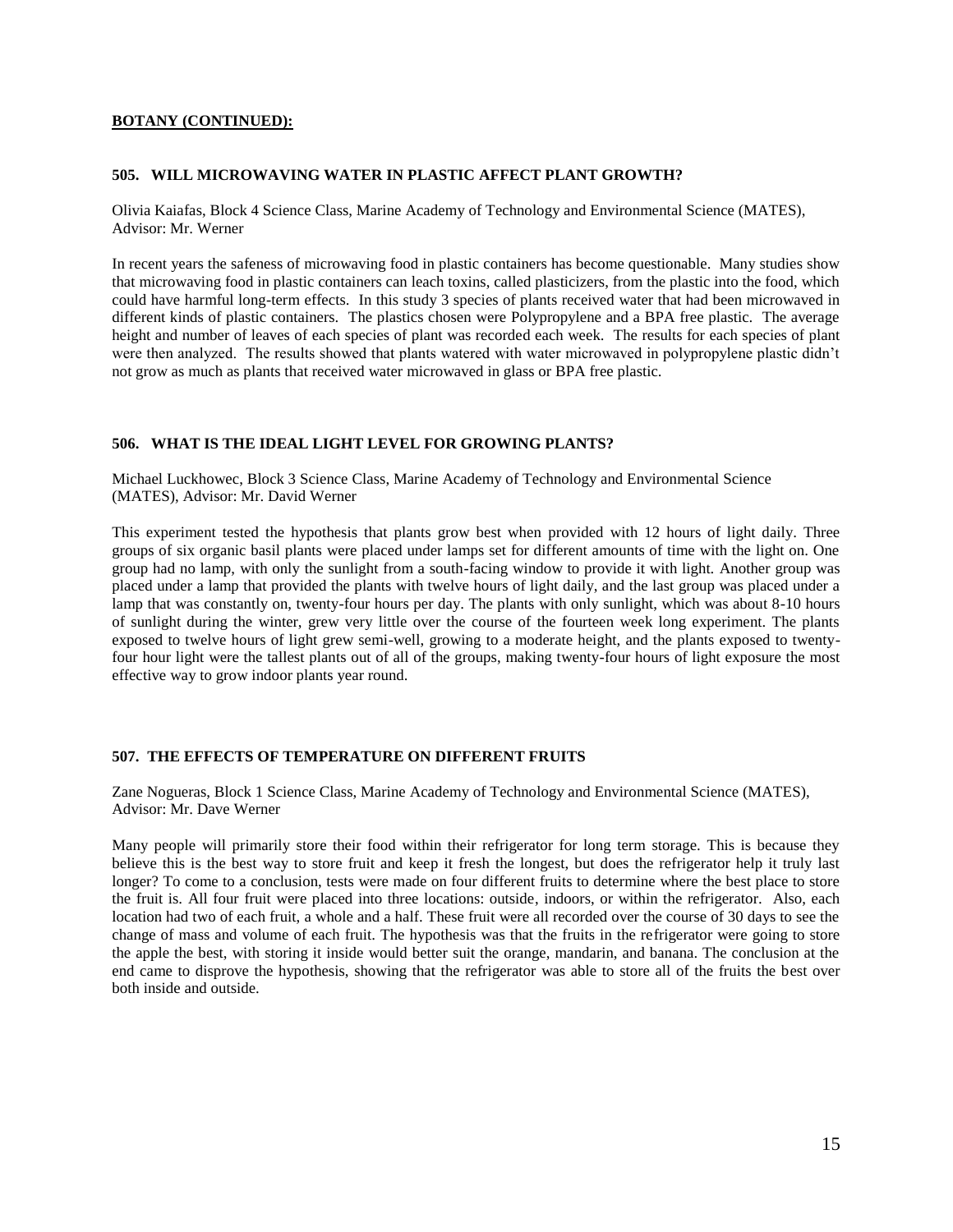**BOTANY (CONTINUED):**

### 505. WILL MICROWAVING WATER IN PLASTIC AFFECT PLANT GROWTH?

Olivia Kaiafas, Block 4 Science Class, Marine Academy of Technology and Environmental Science (MATES), Advisor: Mr. Werner

In recent years the safeness of microwaving food in plastic containers has become questionable. Many studies show that microwaving food in plastic containers can leach toxins, called plasticizers, from the plastic into the food, which could have harmful long-term effects. In this study 3 species of plants received water that had been microwaved in different kinds of plastic containers. The plastics chosen were Polypropylene and a BPA free plastic. The average height and number of leaves of each species of plant was recorded each week. The results for each species of plant were then analyzed. The results showed that plants watered with water microwaved in polypropylene plastic didn't not grow as much as plants that received water microwaved in glass or BPA free plastic.

### 506. WHAT IS THE IDEAL LIGHT LEVEL FOR GROWING PLANTS?

Michael Luckhowec, Block 3 Science Class, Marine Academy of Technology and Environmental Science (MATES), Advisor: Mr. David Werner

This experiment tested the hypothesis that plants grow best when provided with 12 hours of light daily. Three groups of six organic basil plants were placed under lamps set for different amounts of time with the light on. One group had no lamp, with only the sunlight from a south-facing window to provide it with light. Another group was placed under a lamp that provided the plants with twelve hours of light daily, and the last group was placed under a lamp that was constantly on, twenty-four hours per day. The plants with only sunlight, which was about 8-10 hours of sunlight during the winter, grew very little over the course of the fourteen week long experiment. The plants exposed to twelve hours of light grew semi-well, growing to a moderate height, and the plants exposed to twenty-four hour light were the tallest plants out of all of the groups, making twenty-four hours of light exposure the most effective way to grow indoor plants year round.

### 507. THE EFFECTS OF TEMPERATURE ON DIFFERENT FRUITS

Zane Nogueras, Block 1 Science Class, Marine Academy of Technology and Environmental Science (MATES), Advisor: Mr. Dave Werner

Many people will primarily store their food within their refrigerator for long term storage. This is because they believe this is the best way to store fruit and keep it fresh the longest, but does the refrigerator help it truly last longer? To come to a conclusion, tests were made on four different fruits to determine where the best place to store the fruit is. All four fruit were placed into three locations: outside, indoors, or within the refrigerator. Also, each location had two of each fruit, a whole and a half. These fruit were all recorded over the course of 30 days to see the change of mass and volume of each fruit. The hypothesis was that the fruits in the refrigerator were going to store the apple the best, with storing it inside would better suit the orange, mandarin, and banana. The conclusion at the end came to disprove the hypothesis, showing that the refrigerator was able to store all of the fruits the best over both inside and outside.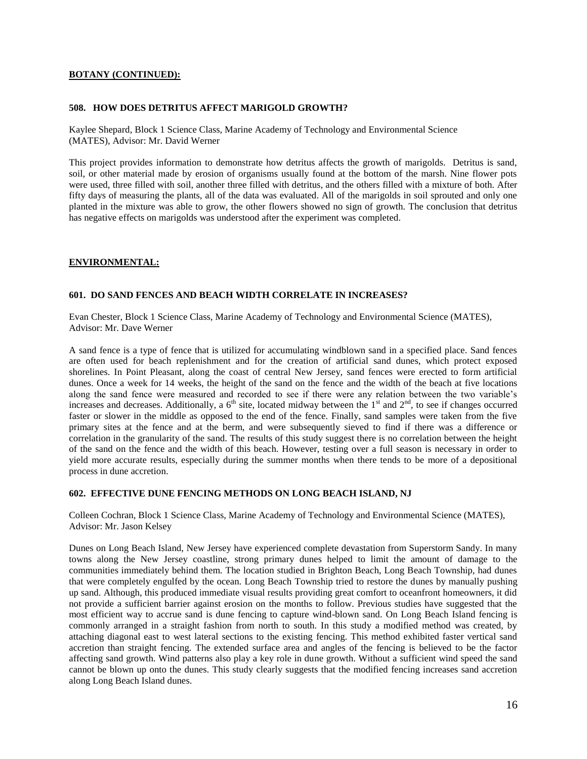**BOTANY (CONTINUED):**

### 508. HOW DOES DETRITUS AFFECT MARIGOLD GROWTH?

Kaylee Shepard, Block 1 Science Class, Marine Academy of Technology and Environmental Science (MATES), Advisor: Mr. David Werner

This project provides information to demonstrate how detritus affects the growth of marigolds. Detritus is sand, soil, or other material made by erosion of organisms usually found at the bottom of the marsh. Nine flower pots were used, three filled with soil, another three filled with detritus, and the others filled with a mixture of both. After fifty days of measuring the plants, all of the data was evaluated. All of the marigolds in soil sprouted and only one planted in the mixture was able to grow, the other flowers showed no sign of growth. The conclusion that detritus has negative effects on marigolds was understood after the experiment was completed.

**ENVIRONMENTAL:**

### 601. DO SAND FENCES AND BEACH WIDTH CORRELATE IN INCREASES?

Evan Chester, Block 1 Science Class, Marine Academy of Technology and Environmental Science (MATES), Advisor: Mr. Dave Werner

A sand fence is a type of fence that is utilized for accumulating windblown sand in a specified place. Sand fences are often used for beach replenishment and for the creation of artificial sand dunes, which protect exposed shorelines. In Point Pleasant, along the coast of central New Jersey, sand fences were erected to form artificial dunes. Once a week for 14 weeks, the height of the sand on the fence and the width of the beach at five locations along the sand fence were measured and recorded to see if there were any relation between the two variable's increases and decreases. Additionally, a 6th site, located midway between the 1st and 2nd, to see if changes occurred faster or slower in the middle as opposed to the end of the fence. Finally, sand samples were taken from the five primary sites at the fence and at the berm, and were subsequently sieved to find if there was a difference or correlation in the granularity of the sand. The results of this study suggest there is no correlation between the height of the sand on the fence and the width of this beach. However, testing over a full season is necessary in order to yield more accurate results, especially during the summer months when there tends to be more of a depositional process in dune accretion.

### 602. EFFECTIVE DUNE FENCING METHODS ON LONG BEACH ISLAND, NJ

Colleen Cochran, Block 1 Science Class, Marine Academy of Technology and Environmental Science (MATES), Advisor: Mr. Jason Kelsey

Dunes on Long Beach Island, New Jersey have experienced complete devastation from Superstorm Sandy. In many towns along the New Jersey coastline, strong primary dunes helped to limit the amount of damage to the communities immediately behind them. The location studied in Brighton Beach, Long Beach Township, had dunes that were completely engulfed by the ocean. Long Beach Township tried to restore the dunes by manually pushing up sand. Although, this produced immediate visual results providing great comfort to oceanfront homeowners, it did not provide a sufficient barrier against erosion on the months to follow. Previous studies have suggested that the most efficient way to accrue sand is dune fencing to capture wind-blown sand. On Long Beach Island fencing is commonly arranged in a straight fashion from north to south. In this study a modified method was created, by attaching diagonal east to west lateral sections to the existing fencing. This method exhibited faster vertical sand accretion than straight fencing. The extended surface area and angles of the fencing is believed to be the factor affecting sand growth. Wind patterns also play a key role in dune growth. Without a sufficient wind speed the sand cannot be blown up onto the dunes. This study clearly suggests that the modified fencing increases sand accretion along Long Beach Island dunes.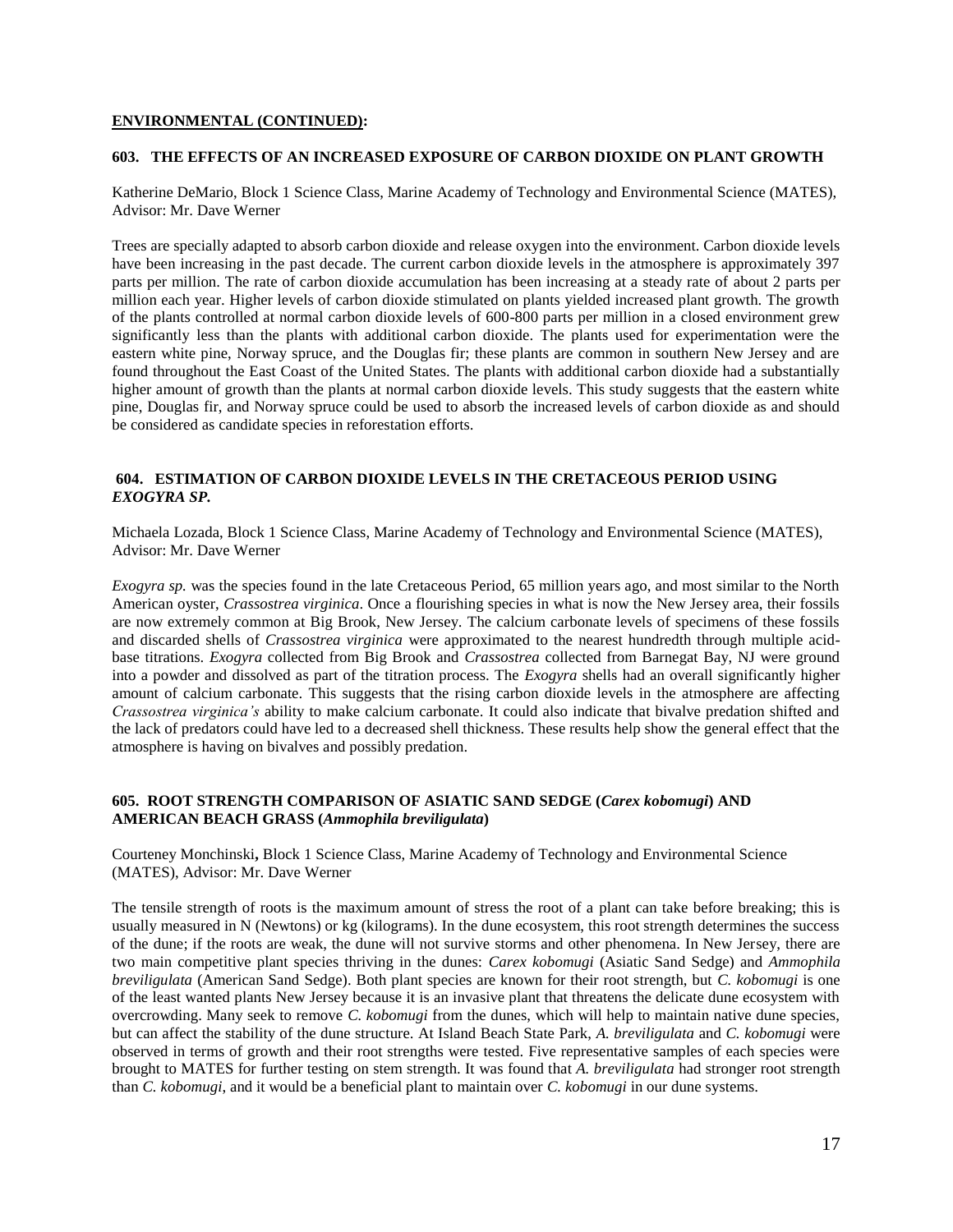**ENVIRONMENTAL (CONTINUED):**

### 603. THE EFFECTS OF AN INCREASED EXPOSURE OF CARBON DIOXIDE ON PLANT GROWTH

Katherine DeMario, Block 1 Science Class, Marine Academy of Technology and Environmental Science (MATES), Advisor: Mr. Dave Werner

Trees are specially adapted to absorb carbon dioxide and release oxygen into the environment. Carbon dioxide levels have been increasing in the past decade. The current carbon dioxide levels in the atmosphere is approximately 397 parts per million. The rate of carbon dioxide accumulation has been increasing at a steady rate of about 2 parts per million each year. Higher levels of carbon dioxide stimulated on plants yielded increased plant growth. The growth of the plants controlled at normal carbon dioxide levels of 600-800 parts per million in a closed environment grew significantly less than the plants with additional carbon dioxide. The plants used for experimentation were the eastern white pine, Norway spruce, and the Douglas fir; these plants are common in southern New Jersey and are found throughout the East Coast of the United States. The plants with additional carbon dioxide had a substantially higher amount of growth than the plants at normal carbon dioxide levels. This study suggests that the eastern white pine, Douglas fir, and Norway spruce could be used to absorb the increased levels of carbon dioxide as and should be considered as candidate species in reforestation efforts.

### 604. ESTIMATION OF CARBON DIOXIDE LEVELS IN THE CRETACEOUS PERIOD USING *EXOGYRA SP.*

Michaela Lozada, Block 1 Science Class, Marine Academy of Technology and Environmental Science (MATES), Advisor: Mr. Dave Werner

*Exogyra sp.* was the species found in the late Cretaceous Period, 65 million years ago, and most similar to the North American oyster, *Crassostrea virginica*. Once a flourishing species in what is now the New Jersey area, their fossils are now extremely common at Big Brook, New Jersey. The calcium carbonate levels of specimens of these fossils and discarded shells of *Crassostrea virginica* were approximated to the nearest hundredth through multiple acid-base titrations. *Exogyra* collected from Big Brook and *Crassostrea* collected from Barnegat Bay, NJ were ground into a powder and dissolved as part of the titration process. The *Exogyra* shells had an overall significantly higher amount of calcium carbonate. This suggests that the rising carbon dioxide levels in the atmosphere are affecting *Crassostrea virginica's* ability to make calcium carbonate. It could also indicate that bivalve predation shifted and the lack of predators could have led to a decreased shell thickness. These results help show the general effect that the atmosphere is having on bivalves and possibly predation.

### 605. ROOT STRENGTH COMPARISON OF ASIATIC SAND SEDGE (*Carex kobomugi*) AND AMERICAN BEACH GRASS (*Ammophila breviligulata*)

Courteney Monchinski**,** Block 1 Science Class, Marine Academy of Technology and Environmental Science (MATES), Advisor: Mr. Dave Werner

The tensile strength of roots is the maximum amount of stress the root of a plant can take before breaking; this is usually measured in N (Newtons) or kg (kilograms). In the dune ecosystem, this root strength determines the success of the dune; if the roots are weak, the dune will not survive storms and other phenomena. In New Jersey, there are two main competitive plant species thriving in the dunes: *Carex kobomugi* (Asiatic Sand Sedge) and *Ammophila breviligulata* (American Sand Sedge). Both plant species are known for their root strength, but *C. kobomugi* is one of the least wanted plants New Jersey because it is an invasive plant that threatens the delicate dune ecosystem with overcrowding. Many seek to remove *C. kobomugi* from the dunes, which will help to maintain native dune species, but can affect the stability of the dune structure. At Island Beach State Park, *A. breviligulata* and *C. kobomugi* were observed in terms of growth and their root strengths were tested. Five representative samples of each species were brought to MATES for further testing on stem strength. It was found that *A. breviligulata* had stronger root strength than *C. kobomugi*, and it would be a beneficial plant to maintain over *C. kobomugi* in our dune systems.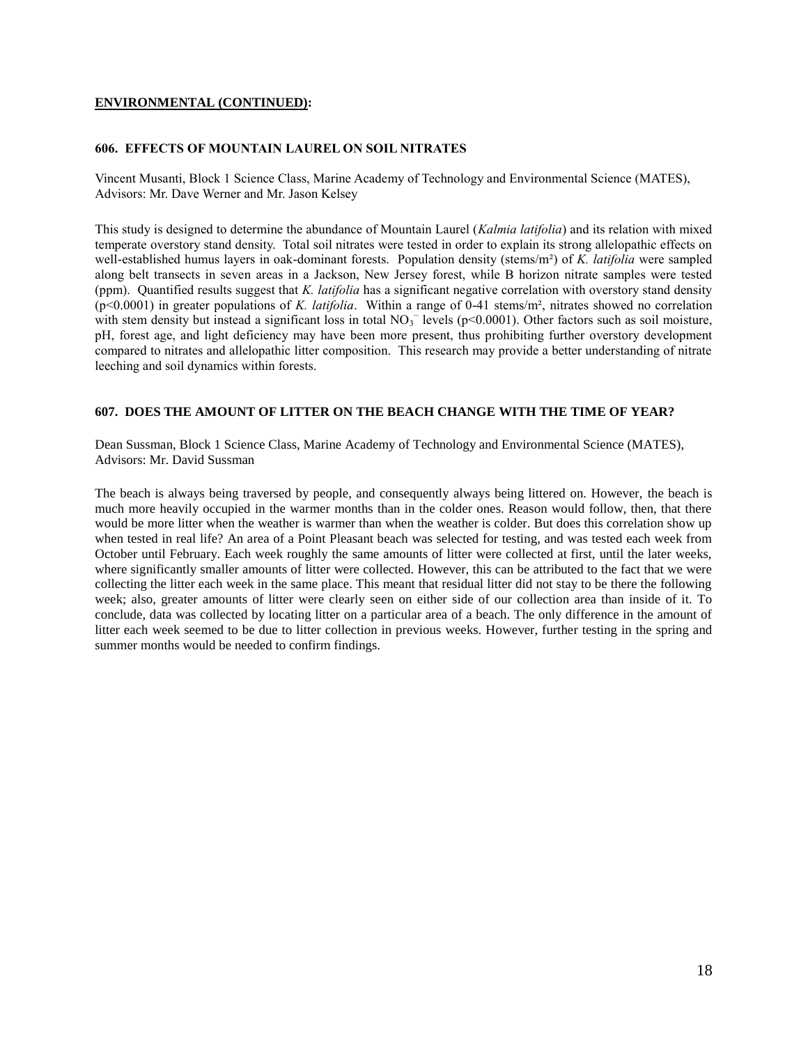**ENVIRONMENTAL (CONTINUED):**

### 606. EFFECTS OF MOUNTAIN LAUREL ON SOIL NITRATES

Vincent Musanti, Block 1 Science Class, Marine Academy of Technology and Environmental Science (MATES), Advisors: Mr. Dave Werner and Mr. Jason Kelsey

This study is designed to determine the abundance of Mountain Laurel (*Kalmia latifolia*) and its relation with mixed temperate overstory stand density. Total soil nitrates were tested in order to explain its strong allelopathic effects on well-established humus layers in oak-dominant forests. Population density (stems/m²) of *K. latifolia* were sampled along belt transects in seven areas in a Jackson, New Jersey forest, while B horizon nitrate samples were tested (ppm). Quantified results suggest that *K. latifolia* has a significant negative correlation with overstory stand density ($p<0.0001$) in greater populations of *K. latifolia*. Within a range of 0-41 stems/m², nitrates showed no correlation with stem density but instead a significant loss in total $NO_3^-$ levels ($p<0.0001$). Other factors such as soil moisture, pH, forest age, and light deficiency may have been more present, thus prohibiting further overstory development compared to nitrates and allelopathic litter composition. This research may provide a better understanding of nitrate leeching and soil dynamics within forests.

### 607. DOES THE AMOUNT OF LITTER ON THE BEACH CHANGE WITH THE TIME OF YEAR?

Dean Sussman, Block 1 Science Class, Marine Academy of Technology and Environmental Science (MATES), Advisors: Mr. David Sussman

The beach is always being traversed by people, and consequently always being littered on. However, the beach is much more heavily occupied in the warmer months than in the colder ones. Reason would follow, then, that there would be more litter when the weather is warmer than when the weather is colder. But does this correlation show up when tested in real life? An area of a Point Pleasant beach was selected for testing, and was tested each week from October until February. Each week roughly the same amounts of litter were collected at first, until the later weeks, where significantly smaller amounts of litter were collected. However, this can be attributed to the fact that we were collecting the litter each week in the same place. This meant that residual litter did not stay to be there the following week; also, greater amounts of litter were clearly seen on either side of our collection area than inside of it. To conclude, data was collected by locating litter on a particular area of a beach. The only difference in the amount of litter each week seemed to be due to litter collection in previous weeks. However, further testing in the spring and summer months would be needed to confirm findings.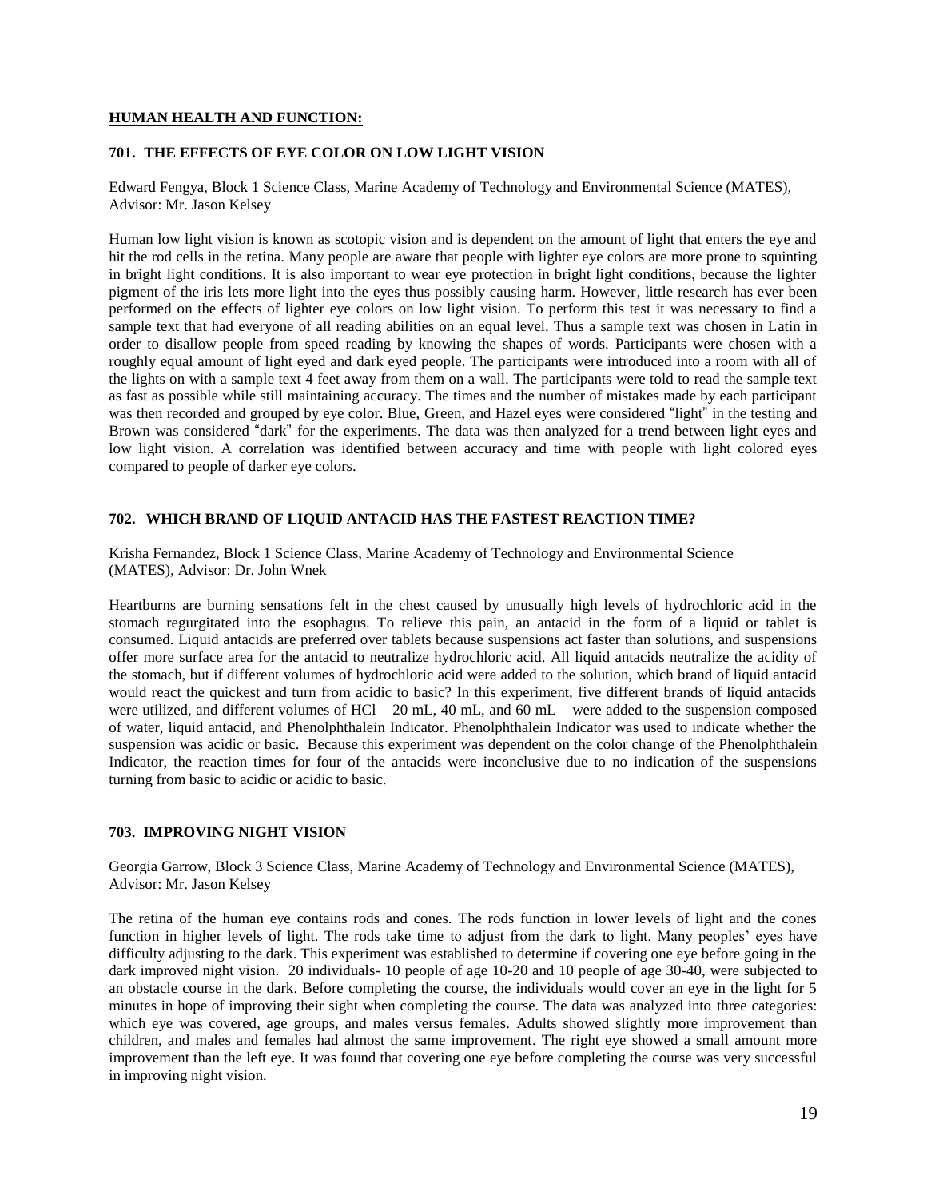## HUMAN HEALTH AND FUNCTION:

### 701. THE EFFECTS OF EYE COLOR ON LOW LIGHT VISION

Edward Fengya, Block 1 Science Class, Marine Academy of Technology and Environmental Science (MATES), Advisor: Mr. Jason Kelsey

Human low light vision is known as scotopic vision and is dependent on the amount of light that enters the eye and hit the rod cells in the retina. Many people are aware that people with lighter eye colors are more prone to squinting in bright light conditions. It is also important to wear eye protection in bright light conditions, because the lighter pigment of the iris lets more light into the eyes thus possibly causing harm. However, little research has ever been performed on the effects of lighter eye colors on low light vision. To perform this test it was necessary to find a sample text that had everyone of all reading abilities on an equal level. Thus a sample text was chosen in Latin in order to disallow people from speed reading by knowing the shapes of words. Participants were chosen with a roughly equal amount of light eyed and dark eyed people. The participants were introduced into a room with all of the lights on with a sample text 4 feet away from them on a wall. The participants were told to read the sample text as fast as possible while still maintaining accuracy. The times and the number of mistakes made by each participant was then recorded and grouped by eye color. Blue, Green, and Hazel eyes were considered "light" in the testing and Brown was considered "dark" for the experiments. The data was then analyzed for a trend between light eyes and low light vision. A correlation was identified between accuracy and time with people with light colored eyes compared to people of darker eye colors.

### 702. WHICH BRAND OF LIQUID ANTACID HAS THE FASTEST REACTION TIME?

Krisha Fernandez, Block 1 Science Class, Marine Academy of Technology and Environmental Science (MATES), Advisor: Dr. John Wnek

Heartburns are burning sensations felt in the chest caused by unusually high levels of hydrochloric acid in the stomach regurgitated into the esophagus. To relieve this pain, an antacid in the form of a liquid or tablet is consumed. Liquid antacids are preferred over tablets because suspensions act faster than solutions, and suspensions offer more surface area for the antacid to neutralize hydrochloric acid. All liquid antacids neutralize the acidity of the stomach, but if different volumes of hydrochloric acid were added to the solution, which brand of liquid antacid would react the quickest and turn from acidic to basic? In this experiment, five different brands of liquid antacids were utilized, and different volumes of HCl – 20 mL, 40 mL, and 60 mL – were added to the suspension composed of water, liquid antacid, and Phenolphthalein Indicator. Phenolphthalein Indicator was used to indicate whether the suspension was acidic or basic. Because this experiment was dependent on the color change of the Phenolphthalein Indicator, the reaction times for four of the antacids were inconclusive due to no indication of the suspensions turning from basic to acidic or acidic to basic.

### 703. IMPROVING NIGHT VISION

Georgia Garrow, Block 3 Science Class, Marine Academy of Technology and Environmental Science (MATES), Advisor: Mr. Jason Kelsey

The retina of the human eye contains rods and cones. The rods function in lower levels of light and the cones function in higher levels of light. The rods take time to adjust from the dark to light. Many peoples' eyes have difficulty adjusting to the dark. This experiment was established to determine if covering one eye before going in the dark improved night vision. 20 individuals- 10 people of age 10-20 and 10 people of age 30-40, were subjected to an obstacle course in the dark. Before completing the course, the individuals would cover an eye in the light for 5 minutes in hope of improving their sight when completing the course. The data was analyzed into three categories: which eye was covered, age groups, and males versus females. Adults showed slightly more improvement than children, and males and females had almost the same improvement. The right eye showed a small amount more improvement than the left eye. It was found that covering one eye before completing the course was very successful in improving night vision.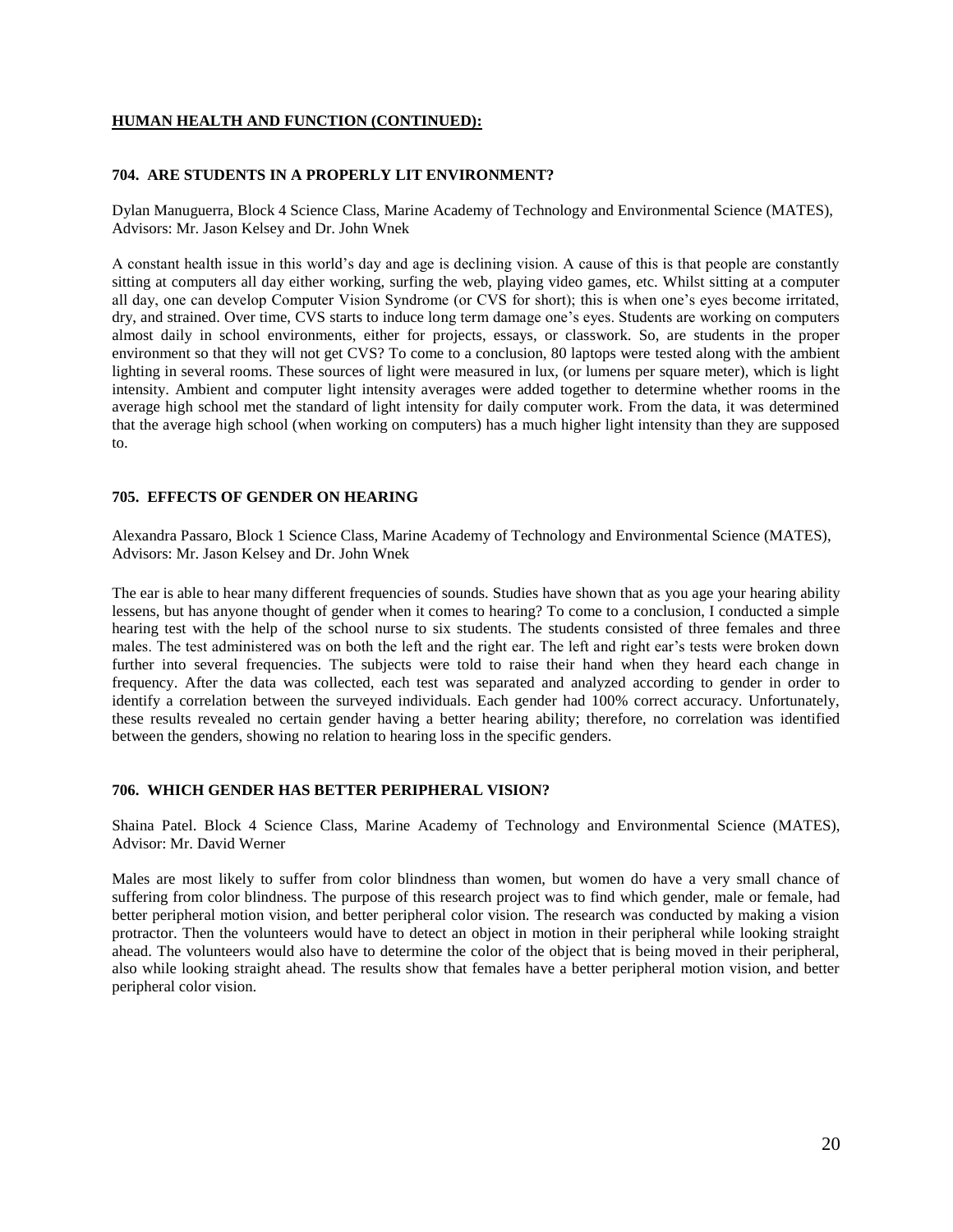## HUMAN HEALTH AND FUNCTION (CONTINUED):

### 704. ARE STUDENTS IN A PROPERLY LIT ENVIRONMENT?

Dylan Manuguerra, Block 4 Science Class, Marine Academy of Technology and Environmental Science (MATES), Advisors: Mr. Jason Kelsey and Dr. John Wnek

A constant health issue in this world's day and age is declining vision. A cause of this is that people are constantly sitting at computers all day either working, surfing the web, playing video games, etc. Whilst sitting at a computer all day, one can develop Computer Vision Syndrome (or CVS for short); this is when one's eyes become irritated, dry, and strained. Over time, CVS starts to induce long term damage one's eyes. Students are working on computers almost daily in school environments, either for projects, essays, or classwork. So, are students in the proper environment so that they will not get CVS? To come to a conclusion, 80 laptops were tested along with the ambient lighting in several rooms. These sources of light were measured in lux, (or lumens per square meter), which is light intensity. Ambient and computer light intensity averages were added together to determine whether rooms in the average high school met the standard of light intensity for daily computer work. From the data, it was determined that the average high school (when working on computers) has a much higher light intensity than they are supposed to.

### 705. EFFECTS OF GENDER ON HEARING

Alexandra Passaro, Block 1 Science Class, Marine Academy of Technology and Environmental Science (MATES), Advisors: Mr. Jason Kelsey and Dr. John Wnek

The ear is able to hear many different frequencies of sounds. Studies have shown that as you age your hearing ability lessens, but has anyone thought of gender when it comes to hearing? To come to a conclusion, I conducted a simple hearing test with the help of the school nurse to six students. The students consisted of three females and three males. The test administered was on both the left and the right ear. The left and right ear's tests were broken down further into several frequencies. The subjects were told to raise their hand when they heard each change in frequency. After the data was collected, each test was separated and analyzed according to gender in order to identify a correlation between the surveyed individuals. Each gender had 100% correct accuracy. Unfortunately, these results revealed no certain gender having a better hearing ability; therefore, no correlation was identified between the genders, showing no relation to hearing loss in the specific genders.

### 706. WHICH GENDER HAS BETTER PERIPHERAL VISION?

Shaina Patel. Block 4 Science Class, Marine Academy of Technology and Environmental Science (MATES), Advisor: Mr. David Werner

Males are most likely to suffer from color blindness than women, but women do have a very small chance of suffering from color blindness. The purpose of this research project was to find which gender, male or female, had better peripheral motion vision, and better peripheral color vision. The research was conducted by making a vision protractor. Then the volunteers would have to detect an object in motion in their peripheral while looking straight ahead. The volunteers would also have to determine the color of the object that is being moved in their peripheral, also while looking straight ahead. The results show that females have a better peripheral motion vision, and better peripheral color vision.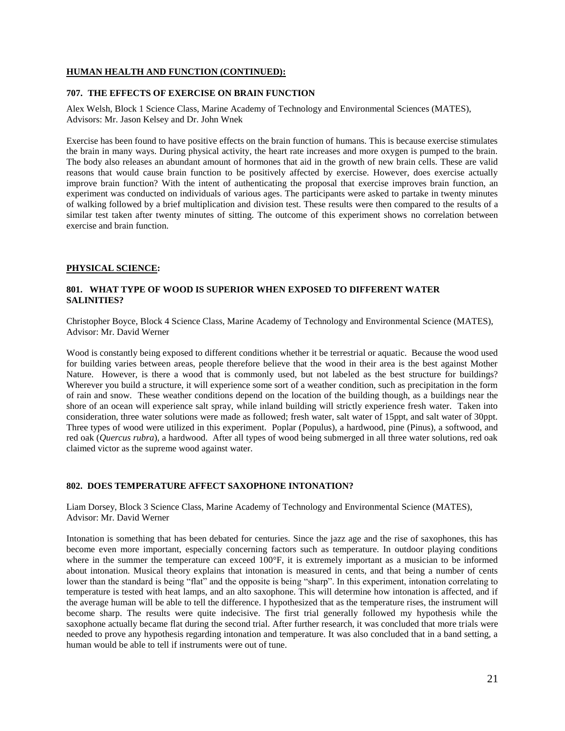## HUMAN HEALTH AND FUNCTION (CONTINUED):

### 707. THE EFFECTS OF EXERCISE ON BRAIN FUNCTION

Alex Welsh, Block 1 Science Class, Marine Academy of Technology and Environmental Sciences (MATES), Advisors: Mr. Jason Kelsey and Dr. John Wnek

Exercise has been found to have positive effects on the brain function of humans. This is because exercise stimulates the brain in many ways. During physical activity, the heart rate increases and more oxygen is pumped to the brain. The body also releases an abundant amount of hormones that aid in the growth of new brain cells. These are valid reasons that would cause brain function to be positively affected by exercise. However, does exercise actually improve brain function? With the intent of authenticating the proposal that exercise improves brain function, an experiment was conducted on individuals of various ages. The participants were asked to partake in twenty minutes of walking followed by a brief multiplication and division test. These results were then compared to the results of a similar test taken after twenty minutes of sitting. The outcome of this experiment shows no correlation between exercise and brain function.

## PHYSICAL SCIENCE:

### 801. WHAT TYPE OF WOOD IS SUPERIOR WHEN EXPOSED TO DIFFERENT WATER SALINITIES?

Christopher Boyce, Block 4 Science Class, Marine Academy of Technology and Environmental Science (MATES), Advisor: Mr. David Werner

Wood is constantly being exposed to different conditions whether it be terrestrial or aquatic. Because the wood used for building varies between areas, people therefore believe that the wood in their area is the best against Mother Nature. However, is there a wood that is commonly used, but not labeled as the best structure for buildings? Wherever you build a structure, it will experience some sort of a weather condition, such as precipitation in the form of rain and snow. These weather conditions depend on the location of the building though, as a buildings near the shore of an ocean will experience salt spray, while inland building will strictly experience fresh water. Taken into consideration, three water solutions were made as followed; fresh water, salt water of 15ppt, and salt water of 30ppt. Three types of wood were utilized in this experiment. Poplar (Populus), a hardwood, pine (Pinus), a softwood, and red oak (*Quercus rubra*), a hardwood. After all types of wood being submerged in all three water solutions, red oak claimed victor as the supreme wood against water.

### 802. DOES TEMPERATURE AFFECT SAXOPHONE INTONATION?

Liam Dorsey, Block 3 Science Class, Marine Academy of Technology and Environmental Science (MATES), Advisor: Mr. David Werner

Intonation is something that has been debated for centuries. Since the jazz age and the rise of saxophones, this has become even more important, especially concerning factors such as temperature. In outdoor playing conditions where in the summer the temperature can exceed 100°F, it is extremely important as a musician to be informed about intonation. Musical theory explains that intonation is measured in cents, and that being a number of cents lower than the standard is being "flat" and the opposite is being "sharp". In this experiment, intonation correlating to temperature is tested with heat lamps, and an alto saxophone. This will determine how intonation is affected, and if the average human will be able to tell the difference. I hypothesized that as the temperature rises, the instrument will become sharp. The results were quite indecisive. The first trial generally followed my hypothesis while the saxophone actually became flat during the second trial. After further research, it was concluded that more trials were needed to prove any hypothesis regarding intonation and temperature. It was also concluded that in a band setting, a human would be able to tell if instruments were out of tune.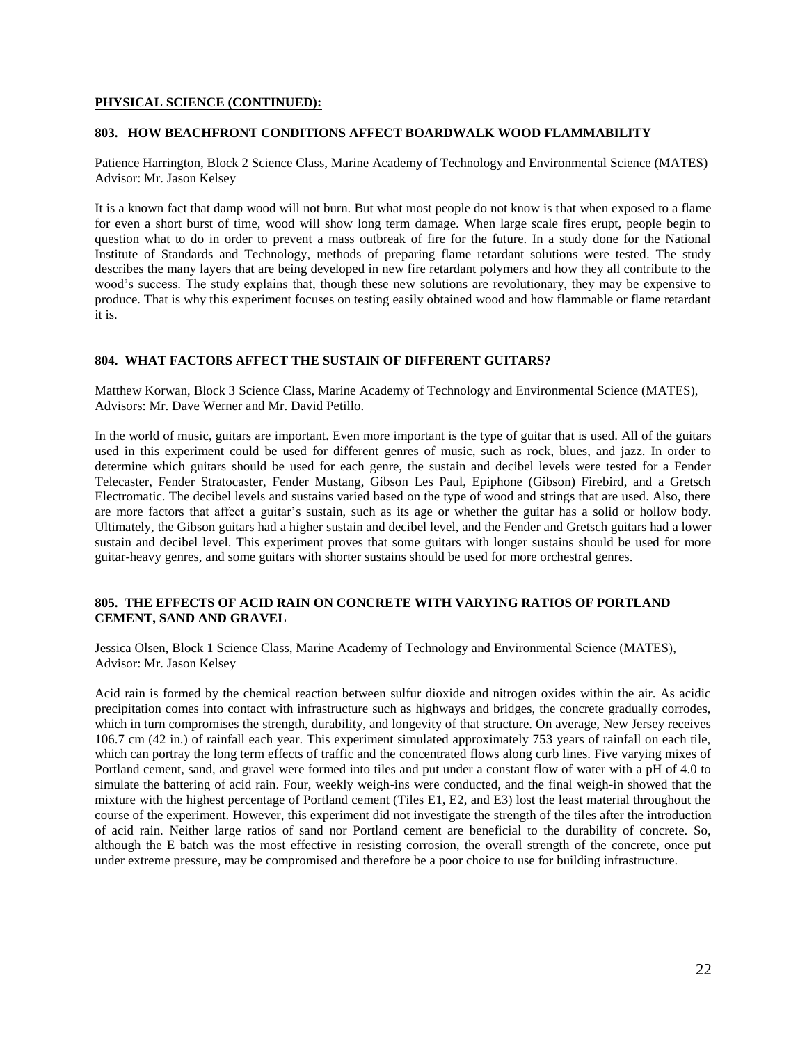**PHYSICAL SCIENCE (CONTINUED):**

### 803. HOW BEACHFRONT CONDITIONS AFFECT BOARDWALK WOOD FLAMMABILITY

Patience Harrington, Block 2 Science Class, Marine Academy of Technology and Environmental Science (MATES)
Advisor: Mr. Jason Kelsey

It is a known fact that damp wood will not burn. But what most people do not know is that when exposed to a flame for even a short burst of time, wood will show long term damage. When large scale fires erupt, people begin to question what to do in order to prevent a mass outbreak of fire for the future. In a study done for the National Institute of Standards and Technology, methods of preparing flame retardant solutions were tested. The study describes the many layers that are being developed in new fire retardant polymers and how they all contribute to the wood's success. The study explains that, though these new solutions are revolutionary, they may be expensive to produce. That is why this experiment focuses on testing easily obtained wood and how flammable or flame retardant it is.

### 804. WHAT FACTORS AFFECT THE SUSTAIN OF DIFFERENT GUITARS?

Matthew Korwan, Block 3 Science Class, Marine Academy of Technology and Environmental Science (MATES),
Advisors: Mr. Dave Werner and Mr. David Petillo.

In the world of music, guitars are important. Even more important is the type of guitar that is used. All of the guitars used in this experiment could be used for different genres of music, such as rock, blues, and jazz. In order to determine which guitars should be used for each genre, the sustain and decibel levels were tested for a Fender Telecaster, Fender Stratocaster, Fender Mustang, Gibson Les Paul, Epiphone (Gibson) Firebird, and a Gretsch Electromatic. The decibel levels and sustains varied based on the type of wood and strings that are used. Also, there are more factors that affect a guitar's sustain, such as its age or whether the guitar has a solid or hollow body. Ultimately, the Gibson guitars had a higher sustain and decibel level, and the Fender and Gretsch guitars had a lower sustain and decibel level. This experiment proves that some guitars with longer sustains should be used for more guitar-heavy genres, and some guitars with shorter sustains should be used for more orchestral genres.

### 805. THE EFFECTS OF ACID RAIN ON CONCRETE WITH VARYING RATIOS OF PORTLAND CEMENT, SAND AND GRAVEL

Jessica Olsen, Block 1 Science Class, Marine Academy of Technology and Environmental Science (MATES),
Advisor: Mr. Jason Kelsey

Acid rain is formed by the chemical reaction between sulfur dioxide and nitrogen oxides within the air. As acidic precipitation comes into contact with infrastructure such as highways and bridges, the concrete gradually corrodes, which in turn compromises the strength, durability, and longevity of that structure. On average, New Jersey receives 106.7 cm (42 in.) of rainfall each year. This experiment simulated approximately 753 years of rainfall on each tile, which can portray the long term effects of traffic and the concentrated flows along curb lines. Five varying mixes of Portland cement, sand, and gravel were formed into tiles and put under a constant flow of water with a pH of 4.0 to simulate the battering of acid rain. Four, weekly weigh-ins were conducted, and the final weigh-in showed that the mixture with the highest percentage of Portland cement (Tiles E1, E2, and E3) lost the least material throughout the course of the experiment. However, this experiment did not investigate the strength of the tiles after the introduction of acid rain. Neither large ratios of sand nor Portland cement are beneficial to the durability of concrete. So, although the E batch was the most effective in resisting corrosion, the overall strength of the concrete, once put under extreme pressure, may be compromised and therefore be a poor choice to use for building infrastructure.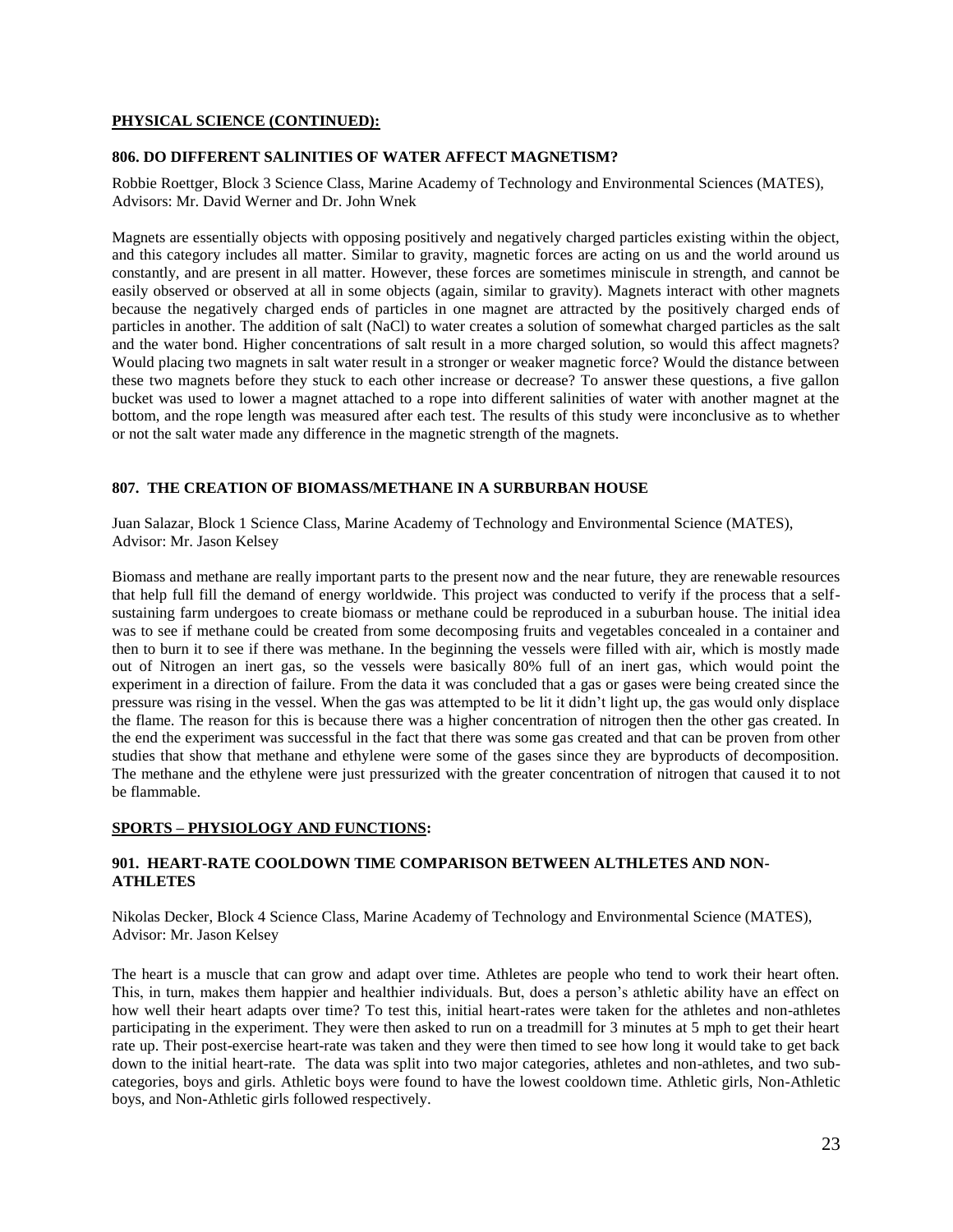## PHYSICAL SCIENCE (CONTINUED):

### 806. DO DIFFERENT SALINITIES OF WATER AFFECT MAGNETISM?

Robbie Roettger, Block 3 Science Class, Marine Academy of Technology and Environmental Sciences (MATES), Advisors: Mr. David Werner and Dr. John Wnek

Magnets are essentially objects with opposing positively and negatively charged particles existing within the object, and this category includes all matter. Similar to gravity, magnetic forces are acting on us and the world around us constantly, and are present in all matter. However, these forces are sometimes miniscule in strength, and cannot be easily observed or observed at all in some objects (again, similar to gravity). Magnets interact with other magnets because the negatively charged ends of particles in one magnet are attracted by the positively charged ends of particles in another. The addition of salt (NaCl) to water creates a solution of somewhat charged particles as the salt and the water bond. Higher concentrations of salt result in a more charged solution, so would this affect magnets? Would placing two magnets in salt water result in a stronger or weaker magnetic force? Would the distance between these two magnets before they stuck to each other increase or decrease? To answer these questions, a five gallon bucket was used to lower a magnet attached to a rope into different salinities of water with another magnet at the bottom, and the rope length was measured after each test. The results of this study were inconclusive as to whether or not the salt water made any difference in the magnetic strength of the magnets.

### 807. THE CREATION OF BIOMASS/METHANE IN A SURBURBAN HOUSE

Juan Salazar, Block 1 Science Class, Marine Academy of Technology and Environmental Science (MATES), Advisor: Mr. Jason Kelsey

Biomass and methane are really important parts to the present now and the near future, they are renewable resources that help full fill the demand of energy worldwide. This project was conducted to verify if the process that a self-sustaining farm undergoes to create biomass or methane could be reproduced in a suburban house. The initial idea was to see if methane could be created from some decomposing fruits and vegetables concealed in a container and then to burn it to see if there was methane. In the beginning the vessels were filled with air, which is mostly made out of Nitrogen an inert gas, so the vessels were basically 80% full of an inert gas, which would point the experiment in a direction of failure. From the data it was concluded that a gas or gases were being created since the pressure was rising in the vessel. When the gas was attempted to be lit it didn't light up, the gas would only displace the flame. The reason for this is because there was a higher concentration of nitrogen then the other gas created. In the end the experiment was successful in the fact that there was some gas created and that can be proven from other studies that show that methane and ethylene were some of the gases since they are byproducts of decomposition. The methane and the ethylene were just pressurized with the greater concentration of nitrogen that caused it to not be flammable.

## SPORTS – PHYSIOLOGY AND FUNCTIONS:

### 901. HEART-RATE COOLDOWN TIME COMPARISON BETWEEN ALTHLETES AND NON-ATHLETES

Nikolas Decker, Block 4 Science Class, Marine Academy of Technology and Environmental Science (MATES), Advisor: Mr. Jason Kelsey

The heart is a muscle that can grow and adapt over time. Athletes are people who tend to work their heart often. This, in turn, makes them happier and healthier individuals. But, does a person's athletic ability have an effect on how well their heart adapts over time? To test this, initial heart-rates were taken for the athletes and non-athletes participating in the experiment. They were then asked to run on a treadmill for 3 minutes at 5 mph to get their heart rate up. Their post-exercise heart-rate was taken and they were then timed to see how long it would take to get back down to the initial heart-rate. The data was split into two major categories, athletes and non-athletes, and two sub-categories, boys and girls. Athletic boys were found to have the lowest cooldown time. Athletic girls, Non-Athletic boys, and Non-Athletic girls followed respectively.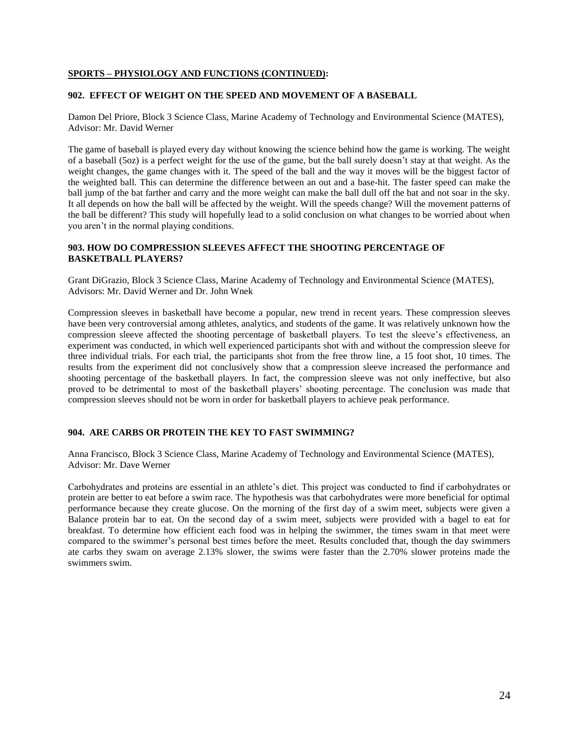**SPORTS – PHYSIOLOGY AND FUNCTIONS (CONTINUED):**

### 902. EFFECT OF WEIGHT ON THE SPEED AND MOVEMENT OF A BASEBALL

Damon Del Priore, Block 3 Science Class, Marine Academy of Technology and Environmental Science (MATES), Advisor: Mr. David Werner

The game of baseball is played every day without knowing the science behind how the game is working. The weight of a baseball (5oz) is a perfect weight for the use of the game, but the ball surely doesn't stay at that weight. As the weight changes, the game changes with it. The speed of the ball and the way it moves will be the biggest factor of the weighted ball. This can determine the difference between an out and a base-hit. The faster speed can make the ball jump of the bat farther and carry and the more weight can make the ball dull off the bat and not soar in the sky. It all depends on how the ball will be affected by the weight. Will the speeds change? Will the movement patterns of the ball be different? This study will hopefully lead to a solid conclusion on what changes to be worried about when you aren't in the normal playing conditions.

### 903. HOW DO COMPRESSION SLEEVES AFFECT THE SHOOTING PERCENTAGE OF BASKETBALL PLAYERS?

Grant DiGrazio, Block 3 Science Class, Marine Academy of Technology and Environmental Science (MATES), Advisors: Mr. David Werner and Dr. John Wnek

Compression sleeves in basketball have become a popular, new trend in recent years. These compression sleeves have been very controversial among athletes, analytics, and students of the game. It was relatively unknown how the compression sleeve affected the shooting percentage of basketball players. To test the sleeve's effectiveness, an experiment was conducted, in which well experienced participants shot with and without the compression sleeve for three individual trials. For each trial, the participants shot from the free throw line, a 15 foot shot, 10 times. The results from the experiment did not conclusively show that a compression sleeve increased the performance and shooting percentage of the basketball players. In fact, the compression sleeve was not only ineffective, but also proved to be detrimental to most of the basketball players' shooting percentage. The conclusion was made that compression sleeves should not be worn in order for basketball players to achieve peak performance.

### 904. ARE CARBS OR PROTEIN THE KEY TO FAST SWIMMING?

Anna Francisco, Block 3 Science Class, Marine Academy of Technology and Environmental Science (MATES), Advisor: Mr. Dave Werner

Carbohydrates and proteins are essential in an athlete's diet. This project was conducted to find if carbohydrates or protein are better to eat before a swim race. The hypothesis was that carbohydrates were more beneficial for optimal performance because they create glucose. On the morning of the first day of a swim meet, subjects were given a Balance protein bar to eat. On the second day of a swim meet, subjects were provided with a bagel to eat for breakfast. To determine how efficient each food was in helping the swimmer, the times swam in that meet were compared to the swimmer's personal best times before the meet. Results concluded that, though the day swimmers ate carbs they swam on average 2.13% slower, the swims were faster than the 2.70% slower proteins made the swimmers swim.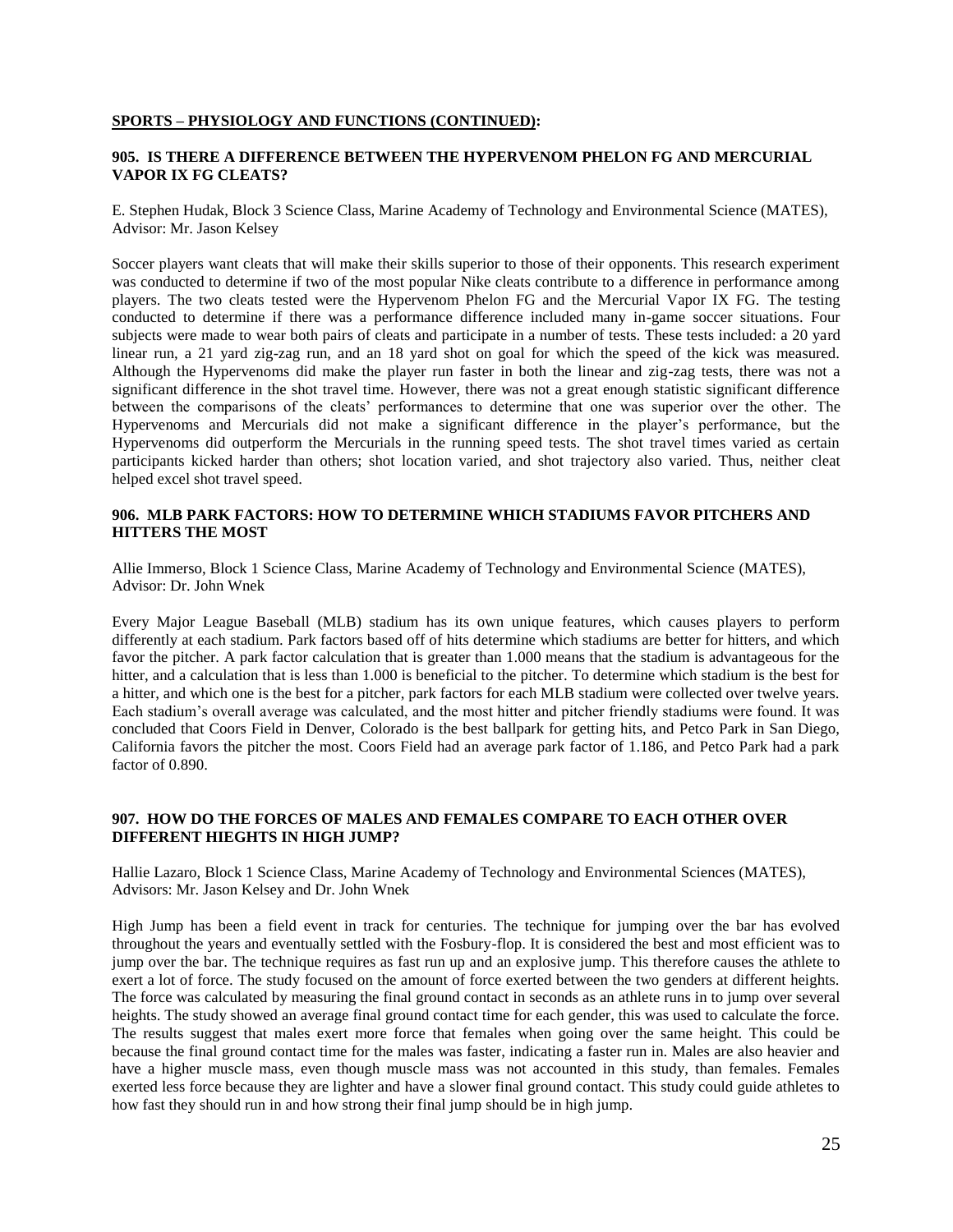**SPORTS – PHYSIOLOGY AND FUNCTIONS (CONTINUED):**

### 905. IS THERE A DIFFERENCE BETWEEN THE HYPERVENOM PHELON FG AND MERCURIAL VAPOR IX FG CLEATS?

E. Stephen Hudak, Block 3 Science Class, Marine Academy of Technology and Environmental Science (MATES), Advisor: Mr. Jason Kelsey

Soccer players want cleats that will make their skills superior to those of their opponents. This research experiment was conducted to determine if two of the most popular Nike cleats contribute to a difference in performance among players. The two cleats tested were the Hypervenom Phelon FG and the Mercurial Vapor IX FG. The testing conducted to determine if there was a performance difference included many in-game soccer situations. Four subjects were made to wear both pairs of cleats and participate in a number of tests. These tests included: a 20 yard linear run, a 21 yard zig-zag run, and an 18 yard shot on goal for which the speed of the kick was measured. Although the Hypervenoms did make the player run faster in both the linear and zig-zag tests, there was not a significant difference in the shot travel time. However, there was not a great enough statistic significant difference between the comparisons of the cleats' performances to determine that one was superior over the other. The Hypervenoms and Mercurials did not make a significant difference in the player's performance, but the Hypervenoms did outperform the Mercurials in the running speed tests. The shot travel times varied as certain participants kicked harder than others; shot location varied, and shot trajectory also varied. Thus, neither cleat helped excel shot travel speed.

### 906. MLB PARK FACTORS: HOW TO DETERMINE WHICH STADIUMS FAVOR PITCHERS AND HITTERS THE MOST

Allie Immerso, Block 1 Science Class, Marine Academy of Technology and Environmental Science (MATES), Advisor: Dr. John Wnek

Every Major League Baseball (MLB) stadium has its own unique features, which causes players to perform differently at each stadium. Park factors based off of hits determine which stadiums are better for hitters, and which favor the pitcher. A park factor calculation that is greater than 1.000 means that the stadium is advantageous for the hitter, and a calculation that is less than 1.000 is beneficial to the pitcher. To determine which stadium is the best for a hitter, and which one is the best for a pitcher, park factors for each MLB stadium were collected over twelve years. Each stadium's overall average was calculated, and the most hitter and pitcher friendly stadiums were found. It was concluded that Coors Field in Denver, Colorado is the best ballpark for getting hits, and Petco Park in San Diego, California favors the pitcher the most. Coors Field had an average park factor of 1.186, and Petco Park had a park factor of 0.890.

### 907. HOW DO THE FORCES OF MALES AND FEMALES COMPARE TO EACH OTHER OVER DIFFERENT HIEGHTS IN HIGH JUMP?

Hallie Lazaro, Block 1 Science Class, Marine Academy of Technology and Environmental Sciences (MATES), Advisors: Mr. Jason Kelsey and Dr. John Wnek

High Jump has been a field event in track for centuries. The technique for jumping over the bar has evolved throughout the years and eventually settled with the Fosbury-flop. It is considered the best and most efficient was to jump over the bar. The technique requires as fast run up and an explosive jump. This therefore causes the athlete to exert a lot of force. The study focused on the amount of force exerted between the two genders at different heights. The force was calculated by measuring the final ground contact in seconds as an athlete runs in to jump over several heights. The study showed an average final ground contact time for each gender, this was used to calculate the force. The results suggest that males exert more force that females when going over the same height. This could be because the final ground contact time for the males was faster, indicating a faster run in. Males are also heavier and have a higher muscle mass, even though muscle mass was not accounted in this study, than females. Females exerted less force because they are lighter and have a slower final ground contact. This study could guide athletes to how fast they should run in and how strong their final jump should be in high jump.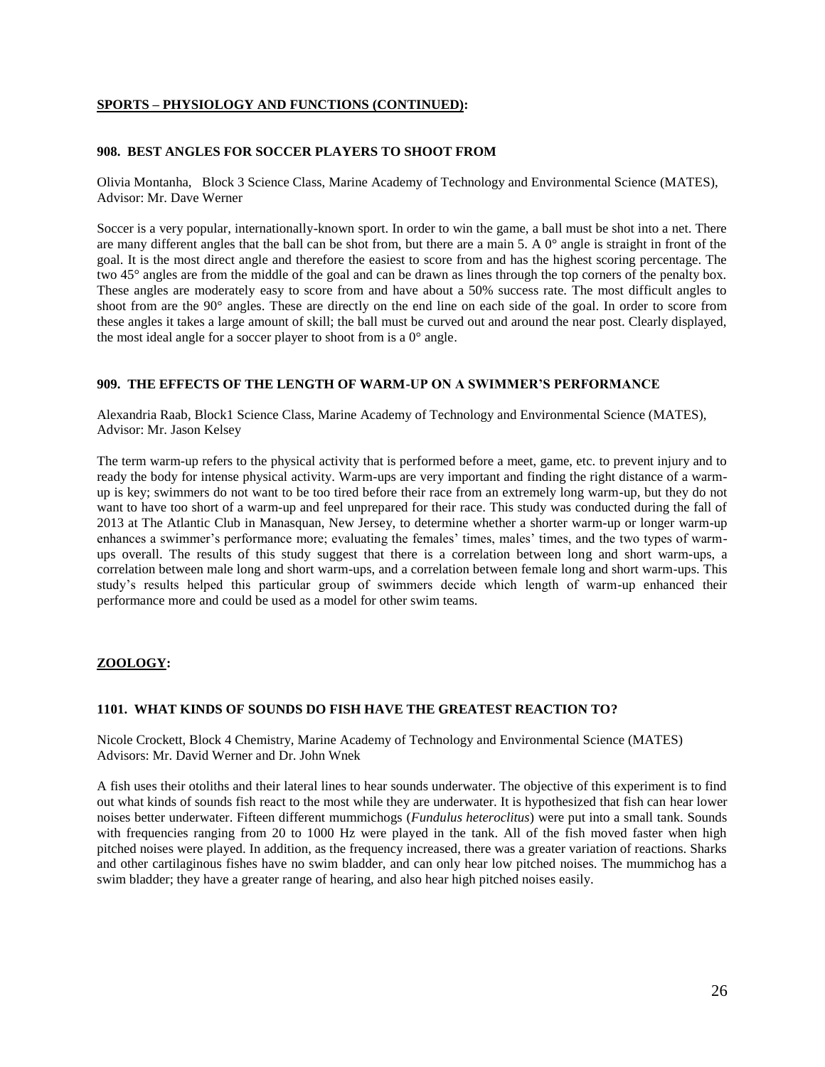## **SPORTS – PHYSIOLOGY AND FUNCTIONS (CONTINUED):**

### **908. BEST ANGLES FOR SOCCER PLAYERS TO SHOOT FROM**

Olivia Montanha, Block 3 Science Class, Marine Academy of Technology and Environmental Science (MATES), Advisor: Mr. Dave Werner

Soccer is a very popular, internationally-known sport. In order to win the game, a ball must be shot into a net. There are many different angles that the ball can be shot from, but there are a main 5. A 0° angle is straight in front of the goal. It is the most direct angle and therefore the easiest to score from and has the highest scoring percentage. The two 45° angles are from the middle of the goal and can be drawn as lines through the top corners of the penalty box. These angles are moderately easy to score from and have about a 50% success rate. The most difficult angles to shoot from are the 90° angles. These are directly on the end line on each side of the goal. In order to score from these angles it takes a large amount of skill; the ball must be curved out and around the near post. Clearly displayed, the most ideal angle for a soccer player to shoot from is a 0° angle.

### **909. THE EFFECTS OF THE LENGTH OF WARM-UP ON A SWIMMER'S PERFORMANCE**

Alexandria Raab, Block1 Science Class, Marine Academy of Technology and Environmental Science (MATES), Advisor: Mr. Jason Kelsey

The term warm-up refers to the physical activity that is performed before a meet, game, etc. to prevent injury and to ready the body for intense physical activity. Warm-ups are very important and finding the right distance of a warm-up is key; swimmers do not want to be too tired before their race from an extremely long warm-up, but they do not want to have too short of a warm-up and feel unprepared for their race. This study was conducted during the fall of 2013 at The Atlantic Club in Manasquan, New Jersey, to determine whether a shorter warm-up or longer warm-up enhances a swimmer's performance more; evaluating the females' times, males' times, and the two types of warm-ups overall. The results of this study suggest that there is a correlation between long and short warm-ups, a correlation between male long and short warm-ups, and a correlation between female long and short warm-ups. This study's results helped this particular group of swimmers decide which length of warm-up enhanced their performance more and could be used as a model for other swim teams.

## **ZOOLOGY:**

### **1101. WHAT KINDS OF SOUNDS DO FISH HAVE THE GREATEST REACTION TO?**

Nicole Crockett, Block 4 Chemistry, Marine Academy of Technology and Environmental Science (MATES) Advisors: Mr. David Werner and Dr. John Wnek

A fish uses their otoliths and their lateral lines to hear sounds underwater. The objective of this experiment is to find out what kinds of sounds fish react to the most while they are underwater. It is hypothesized that fish can hear lower noises better underwater. Fifteen different mummichogs (*Fundulus heteroclitus*) were put into a small tank. Sounds with frequencies ranging from 20 to 1000 Hz were played in the tank. All of the fish moved faster when high pitched noises were played. In addition, as the frequency increased, there was a greater variation of reactions. Sharks and other cartilaginous fishes have no swim bladder, and can only hear low pitched noises. The mummichog has a swim bladder; they have a greater range of hearing, and also hear high pitched noises easily.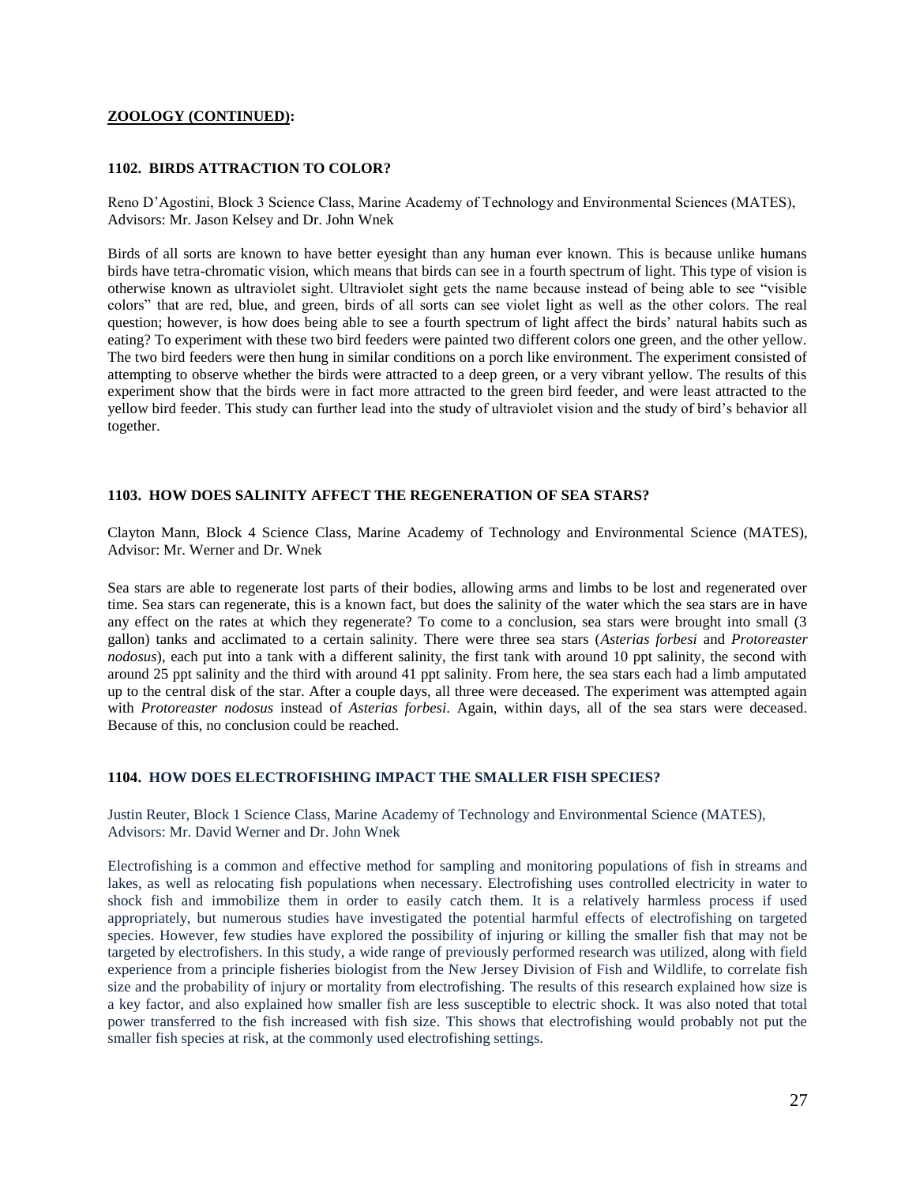**ZOOLOGY (CONTINUED):**

### 1102. BIRDS ATTRACTION TO COLOR?

Reno D'Agostini, Block 3 Science Class, Marine Academy of Technology and Environmental Sciences (MATES), Advisors: Mr. Jason Kelsey and Dr. John Wnek

Birds of all sorts are known to have better eyesight than any human ever known. This is because unlike humans birds have tetra-chromatic vision, which means that birds can see in a fourth spectrum of light. This type of vision is otherwise known as ultraviolet sight. Ultraviolet sight gets the name because instead of being able to see "visible colors" that are red, blue, and green, birds of all sorts can see violet light as well as the other colors. The real question; however, is how does being able to see a fourth spectrum of light affect the birds' natural habits such as eating? To experiment with these two bird feeders were painted two different colors one green, and the other yellow. The two bird feeders were then hung in similar conditions on a porch like environment. The experiment consisted of attempting to observe whether the birds were attracted to a deep green, or a very vibrant yellow. The results of this experiment show that the birds were in fact more attracted to the green bird feeder, and were least attracted to the yellow bird feeder. This study can further lead into the study of ultraviolet vision and the study of bird's behavior all together.

### 1103. HOW DOES SALINITY AFFECT THE REGENERATION OF SEA STARS?

Clayton Mann, Block 4 Science Class, Marine Academy of Technology and Environmental Science (MATES), Advisor: Mr. Werner and Dr. Wnek

Sea stars are able to regenerate lost parts of their bodies, allowing arms and limbs to be lost and regenerated over time. Sea stars can regenerate, this is a known fact, but does the salinity of the water which the sea stars are in have any effect on the rates at which they regenerate? To come to a conclusion, sea stars were brought into small (3 gallon) tanks and acclimated to a certain salinity. There were three sea stars (*Asterias forbesi* and *Protoreaster nodosus*), each put into a tank with a different salinity, the first tank with around 10 ppt salinity, the second with around 25 ppt salinity and the third with around 41 ppt salinity. From here, the sea stars each had a limb amputated up to the central disk of the star. After a couple days, all three were deceased. The experiment was attempted again with *Protoreaster nodosus* instead of *Asterias forbesi*. Again, within days, all of the sea stars were deceased. Because of this, no conclusion could be reached.

### 1104. HOW DOES ELECTROFISHING IMPACT THE SMALLER FISH SPECIES?

Justin Reuter, Block 1 Science Class, Marine Academy of Technology and Environmental Science (MATES), Advisors: Mr. David Werner and Dr. John Wnek

Electrofishing is a common and effective method for sampling and monitoring populations of fish in streams and lakes, as well as relocating fish populations when necessary. Electrofishing uses controlled electricity in water to shock fish and immobilize them in order to easily catch them. It is a relatively harmless process if used appropriately, but numerous studies have investigated the potential harmful effects of electrofishing on targeted species. However, few studies have explored the possibility of injuring or killing the smaller fish that may not be targeted by electrofishers. In this study, a wide range of previously performed research was utilized, along with field experience from a principle fisheries biologist from the New Jersey Division of Fish and Wildlife, to correlate fish size and the probability of injury or mortality from electrofishing. The results of this research explained how size is a key factor, and also explained how smaller fish are less susceptible to electric shock. It was also noted that total power transferred to the fish increased with fish size. This shows that electrofishing would probably not put the smaller fish species at risk, at the commonly used electrofishing settings.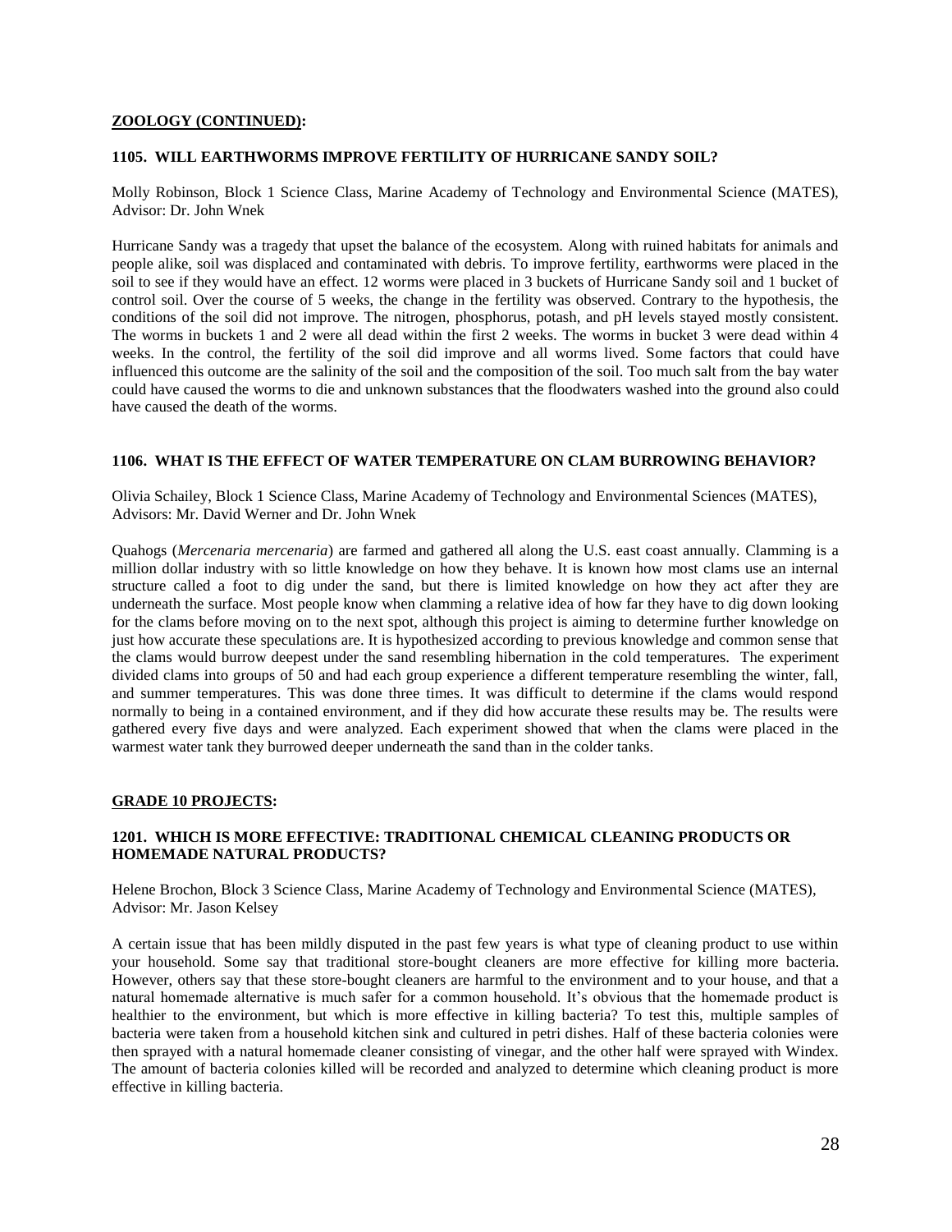## ZOOLOGY (CONTINUED):

### 1105. WILL EARTHWORMS IMPROVE FERTILITY OF HURRICANE SANDY SOIL?

Molly Robinson, Block 1 Science Class, Marine Academy of Technology and Environmental Science (MATES), Advisor: Dr. John Wnek

Hurricane Sandy was a tragedy that upset the balance of the ecosystem. Along with ruined habitats for animals and people alike, soil was displaced and contaminated with debris. To improve fertility, earthworms were placed in the soil to see if they would have an effect. 12 worms were placed in 3 buckets of Hurricane Sandy soil and 1 bucket of control soil. Over the course of 5 weeks, the change in the fertility was observed. Contrary to the hypothesis, the conditions of the soil did not improve. The nitrogen, phosphorus, potash, and pH levels stayed mostly consistent. The worms in buckets 1 and 2 were all dead within the first 2 weeks. The worms in bucket 3 were dead within 4 weeks. In the control, the fertility of the soil did improve and all worms lived. Some factors that could have influenced this outcome are the salinity of the soil and the composition of the soil. Too much salt from the bay water could have caused the worms to die and unknown substances that the floodwaters washed into the ground also could have caused the death of the worms.

### 1106. WHAT IS THE EFFECT OF WATER TEMPERATURE ON CLAM BURROWING BEHAVIOR?

Olivia Schailey, Block 1 Science Class, Marine Academy of Technology and Environmental Sciences (MATES), Advisors: Mr. David Werner and Dr. John Wnek

Quahogs (*Mercenaria mercenaria*) are farmed and gathered all along the U.S. east coast annually. Clamming is a million dollar industry with so little knowledge on how they behave. It is known how most clams use an internal structure called a foot to dig under the sand, but there is limited knowledge on how they act after they are underneath the surface. Most people know when clamming a relative idea of how far they have to dig down looking for the clams before moving on to the next spot, although this project is aiming to determine further knowledge on just how accurate these speculations are. It is hypothesized according to previous knowledge and common sense that the clams would burrow deepest under the sand resembling hibernation in the cold temperatures. The experiment divided clams into groups of 50 and had each group experience a different temperature resembling the winter, fall, and summer temperatures. This was done three times. It was difficult to determine if the clams would respond normally to being in a contained environment, and if they did how accurate these results may be. The results were gathered every five days and were analyzed. Each experiment showed that when the clams were placed in the warmest water tank they burrowed deeper underneath the sand than in the colder tanks.

## GRADE 10 PROJECTS:

### 1201. WHICH IS MORE EFFECTIVE: TRADITIONAL CHEMICAL CLEANING PRODUCTS OR HOMEMADE NATURAL PRODUCTS?

Helene Brochon, Block 3 Science Class, Marine Academy of Technology and Environmental Science (MATES), Advisor: Mr. Jason Kelsey

A certain issue that has been mildly disputed in the past few years is what type of cleaning product to use within your household. Some say that traditional store-bought cleaners are more effective for killing more bacteria. However, others say that these store-bought cleaners are harmful to the environment and to your house, and that a natural homemade alternative is much safer for a common household. It's obvious that the homemade product is healthier to the environment, but which is more effective in killing bacteria? To test this, multiple samples of bacteria were taken from a household kitchen sink and cultured in petri dishes. Half of these bacteria colonies were then sprayed with a natural homemade cleaner consisting of vinegar, and the other half were sprayed with Windex. The amount of bacteria colonies killed will be recorded and analyzed to determine which cleaning product is more effective in killing bacteria.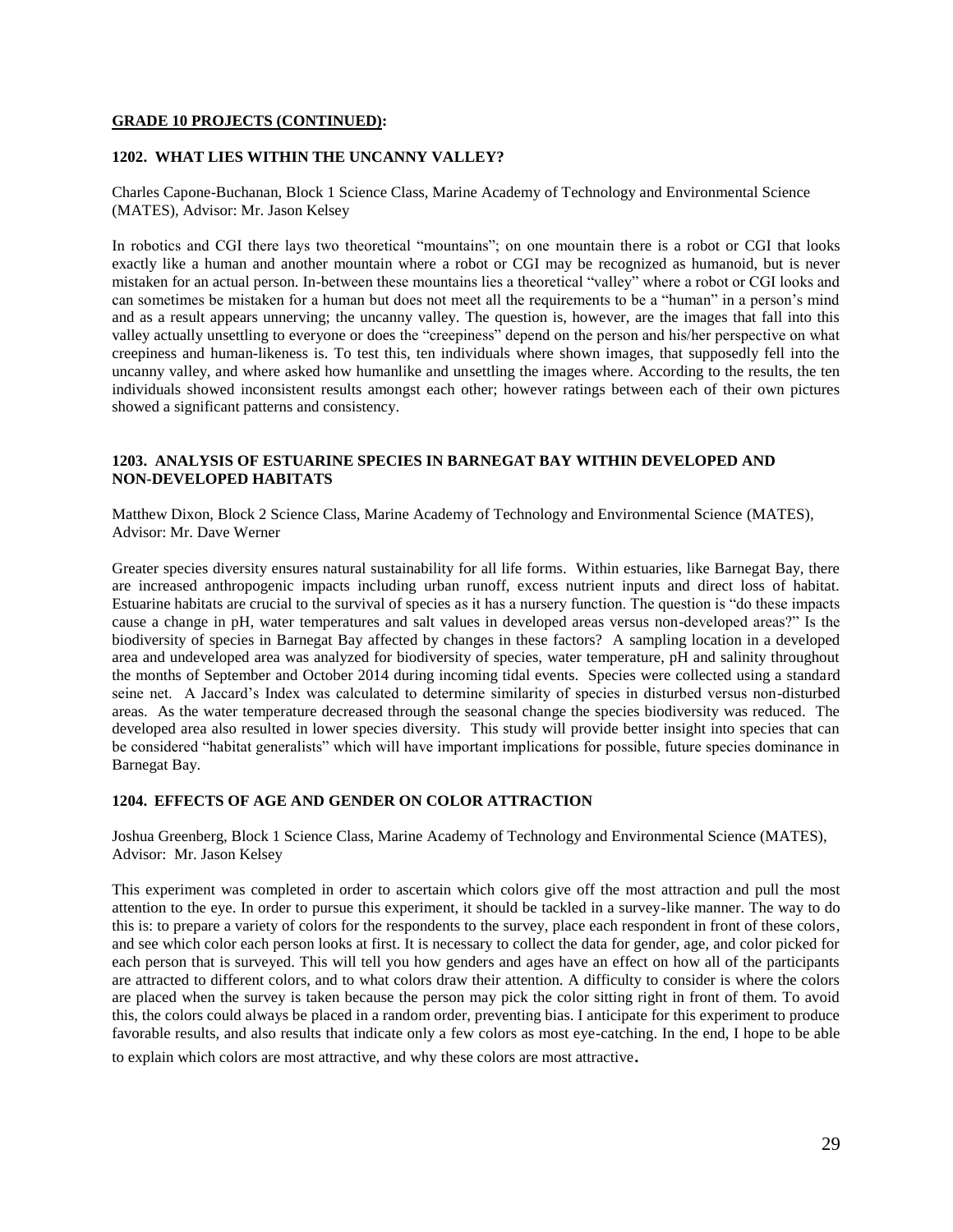**GRADE 10 PROJECTS (CONTINUED):**

### 1202. WHAT LIES WITHIN THE UNCANNY VALLEY?

Charles Capone-Buchanan, Block 1 Science Class, Marine Academy of Technology and Environmental Science (MATES), Advisor: Mr. Jason Kelsey

In robotics and CGI there lays two theoretical "mountains"; on one mountain there is a robot or CGI that looks exactly like a human and another mountain where a robot or CGI may be recognized as humanoid, but is never mistaken for an actual person. In-between these mountains lies a theoretical "valley" where a robot or CGI looks and can sometimes be mistaken for a human but does not meet all the requirements to be a "human" in a person's mind and as a result appears unnerving; the uncanny valley. The question is, however, are the images that fall into this valley actually unsettling to everyone or does the "creepiness" depend on the person and his/her perspective on what creepiness and human-likeness is. To test this, ten individuals where shown images, that supposedly fell into the uncanny valley, and where asked how humanlike and unsettling the images where. According to the results, the ten individuals showed inconsistent results amongst each other; however ratings between each of their own pictures showed a significant patterns and consistency.

### 1203. ANALYSIS OF ESTUARINE SPECIES IN BARNEGAT BAY WITHIN DEVELOPED AND NON-DEVELOPED HABITATS

Matthew Dixon, Block 2 Science Class, Marine Academy of Technology and Environmental Science (MATES), Advisor: Mr. Dave Werner

Greater species diversity ensures natural sustainability for all life forms. Within estuaries, like Barnegat Bay, there are increased anthropogenic impacts including urban runoff, excess nutrient inputs and direct loss of habitat. Estuarine habitats are crucial to the survival of species as it has a nursery function. The question is "do these impacts cause a change in pH, water temperatures and salt values in developed areas versus non-developed areas?" Is the biodiversity of species in Barnegat Bay affected by changes in these factors? A sampling location in a developed area and undeveloped area was analyzed for biodiversity of species, water temperature, pH and salinity throughout the months of September and October 2014 during incoming tidal events. Species were collected using a standard seine net. A Jaccard's Index was calculated to determine similarity of species in disturbed versus non-disturbed areas. As the water temperature decreased through the seasonal change the species biodiversity was reduced. The developed area also resulted in lower species diversity. This study will provide better insight into species that can be considered "habitat generalists" which will have important implications for possible, future species dominance in Barnegat Bay.

### 1204. EFFECTS OF AGE AND GENDER ON COLOR ATTRACTION

Joshua Greenberg, Block 1 Science Class, Marine Academy of Technology and Environmental Science (MATES), Advisor: Mr. Jason Kelsey

This experiment was completed in order to ascertain which colors give off the most attraction and pull the most attention to the eye. In order to pursue this experiment, it should be tackled in a survey-like manner. The way to do this is: to prepare a variety of colors for the respondents to the survey, place each respondent in front of these colors, and see which color each person looks at first. It is necessary to collect the data for gender, age, and color picked for each person that is surveyed. This will tell you how genders and ages have an effect on how all of the participants are attracted to different colors, and to what colors draw their attention. A difficulty to consider is where the colors are placed when the survey is taken because the person may pick the color sitting right in front of them. To avoid this, the colors could always be placed in a random order, preventing bias. I anticipate for this experiment to produce favorable results, and also results that indicate only a few colors as most eye-catching. In the end, I hope to be able to explain which colors are most attractive, and why these colors are most attractive.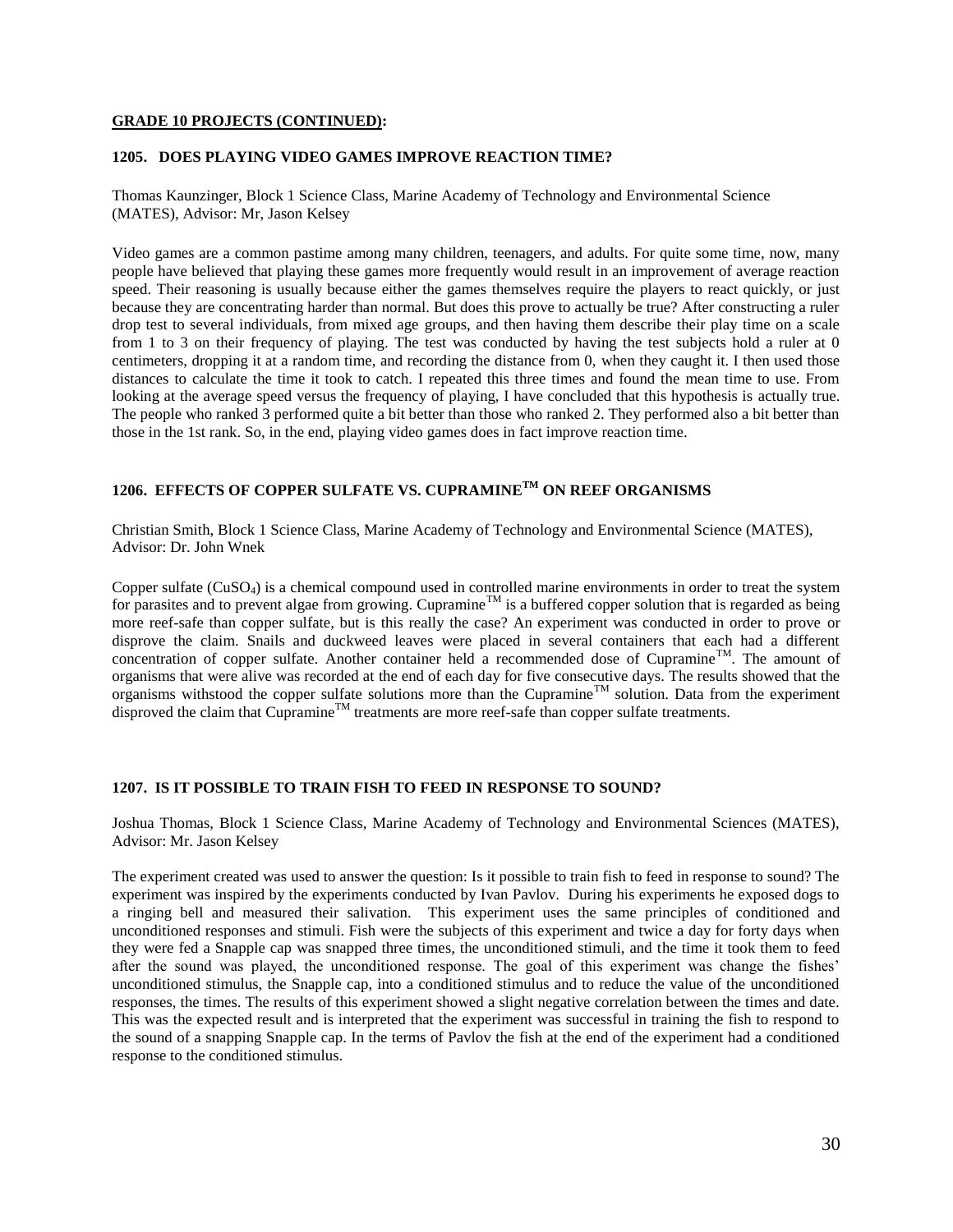**GRADE 10 PROJECTS (CONTINUED):**

### 1205. DOES PLAYING VIDEO GAMES IMPROVE REACTION TIME?

Thomas Kaunzinger, Block 1 Science Class, Marine Academy of Technology and Environmental Science (MATES), Advisor: Mr, Jason Kelsey

Video games are a common pastime among many children, teenagers, and adults. For quite some time, now, many people have believed that playing these games more frequently would result in an improvement of average reaction speed. Their reasoning is usually because either the games themselves require the players to react quickly, or just because they are concentrating harder than normal. But does this prove to actually be true? After constructing a ruler drop test to several individuals, from mixed age groups, and then having them describe their play time on a scale from 1 to 3 on their frequency of playing. The test was conducted by having the test subjects hold a ruler at 0 centimeters, dropping it at a random time, and recording the distance from 0, when they caught it. I then used those distances to calculate the time it took to catch. I repeated this three times and found the mean time to use. From looking at the average speed versus the frequency of playing, I have concluded that this hypothesis is actually true. The people who ranked 3 performed quite a bit better than those who ranked 2. They performed also a bit better than those in the 1st rank. So, in the end, playing video games does in fact improve reaction time.

### 1206. EFFECTS OF COPPER SULFATE VS. CUPRAMINE™ ON REEF ORGANISMS

Christian Smith, Block 1 Science Class, Marine Academy of Technology and Environmental Science (MATES), Advisor: Dr. John Wnek

Copper sulfate ($CuSO_4$) is a chemical compound used in controlled marine environments in order to treat the system for parasites and to prevent algae from growing. Cupramine™ is a buffered copper solution that is regarded as being more reef-safe than copper sulfate, but is this really the case? An experiment was conducted in order to prove or disprove the claim. Snails and duckweed leaves were placed in several containers that each had a different concentration of copper sulfate. Another container held a recommended dose of Cupramine™. The amount of organisms that were alive was recorded at the end of each day for five consecutive days. The results showed that the organisms withstood the copper sulfate solutions more than the Cupramine™ solution. Data from the experiment disproved the claim that Cupramine™ treatments are more reef-safe than copper sulfate treatments.

### 1207. IS IT POSSIBLE TO TRAIN FISH TO FEED IN RESPONSE TO SOUND?

Joshua Thomas, Block 1 Science Class, Marine Academy of Technology and Environmental Sciences (MATES), Advisor: Mr. Jason Kelsey

The experiment created was used to answer the question: Is it possible to train fish to feed in response to sound? The experiment was inspired by the experiments conducted by Ivan Pavlov. During his experiments he exposed dogs to a ringing bell and measured their salivation. This experiment uses the same principles of conditioned and unconditioned responses and stimuli. Fish were the subjects of this experiment and twice a day for forty days when they were fed a Snapple cap was snapped three times, the unconditioned stimuli, and the time it took them to feed after the sound was played, the unconditioned response. The goal of this experiment was change the fishes' unconditioned stimulus, the Snapple cap, into a conditioned stimulus and to reduce the value of the unconditioned responses, the times. The results of this experiment showed a slight negative correlation between the times and date. This was the expected result and is interpreted that the experiment was successful in training the fish to respond to the sound of a snapping Snapple cap. In the terms of Pavlov the fish at the end of the experiment had a conditioned response to the conditioned stimulus.